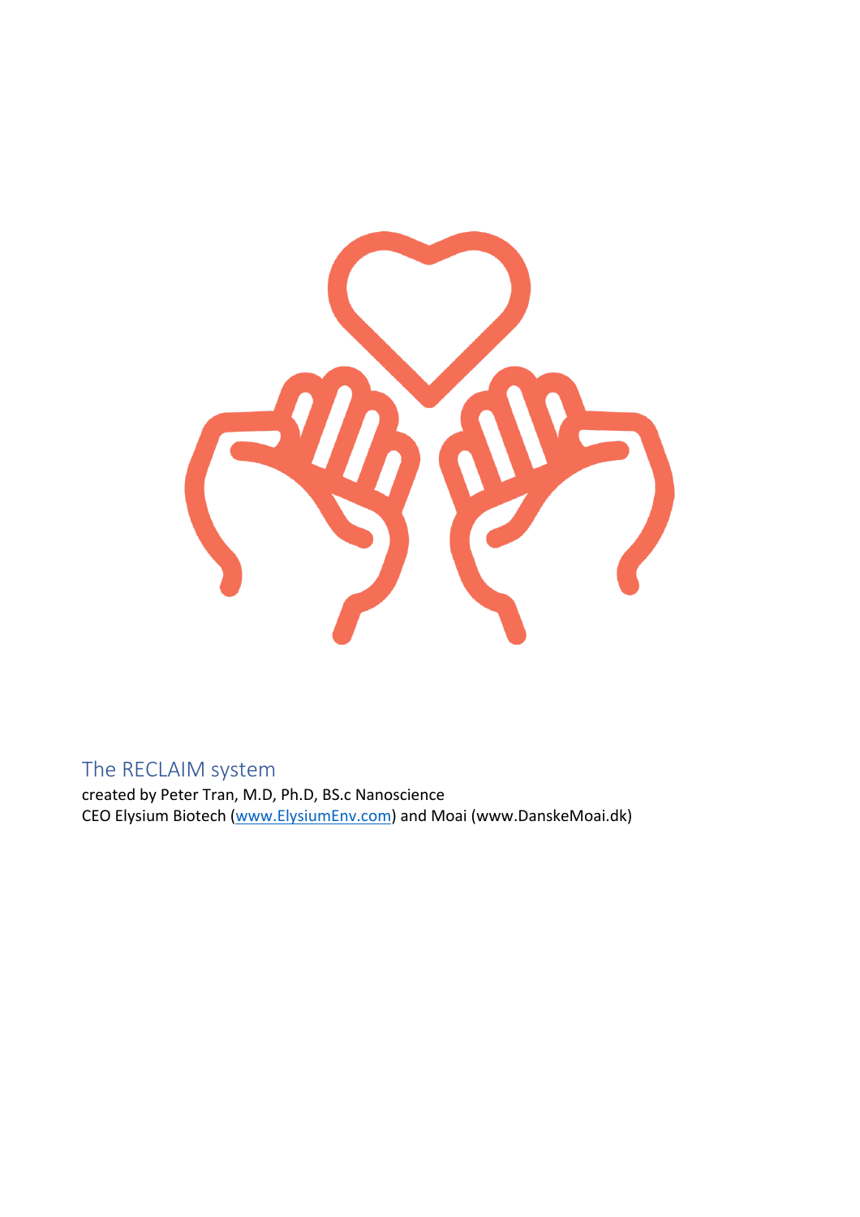# The RECLAIM system

created by Peter Tran, M.D, Ph.D, BS.c Nanoscience
CEO Elysium Biotech (www.ElysiumEnv.com) and Moai (www.DanskeMoai.dk)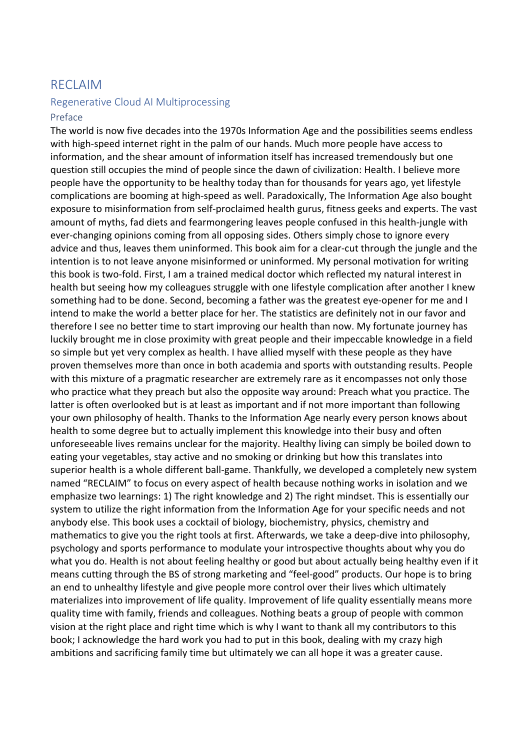# RECLAIM

## Regenerative Cloud AI Multiprocessing

### Preface

The world is now five decades into the 1970s Information Age and the possibilities seems endless with high-speed internet right in the palm of our hands. Much more people have access to information, and the shear amount of information itself has increased tremendously but one question still occupies the mind of people since the dawn of civilization: Health. I believe more people have the opportunity to be healthy today than for thousands for years ago, yet lifestyle complications are booming at high-speed as well. Paradoxically, The Information Age also bought exposure to misinformation from self-proclaimed health gurus, fitness geeks and experts. The vast amount of myths, fad diets and fearmongering leaves people confused in this health-jungle with ever-changing opinions coming from all opposing sides. Others simply chose to ignore every advice and thus, leaves them uninformed. This book aim for a clear-cut through the jungle and the intention is to not leave anyone misinformed or uninformed. My personal motivation for writing this book is two-fold. First, I am a trained medical doctor which reflected my natural interest in health but seeing how my colleagues struggle with one lifestyle complication after another I knew something had to be done. Second, becoming a father was the greatest eye-opener for me and I intend to make the world a better place for her. The statistics are definitely not in our favor and therefore I see no better time to start improving our health than now. My fortunate journey has luckily brought me in close proximity with great people and their impeccable knowledge in a field so simple but yet very complex as health. I have allied myself with these people as they have proven themselves more than once in both academia and sports with outstanding results. People with this mixture of a pragmatic researcher are extremely rare as it encompasses not only those who practice what they preach but also the opposite way around: Preach what you practice. The latter is often overlooked but is at least as important and if not more important than following your own philosophy of health. Thanks to the Information Age nearly every person knows about health to some degree but to actually implement this knowledge into their busy and often unforeseeable lives remains unclear for the majority. Healthy living can simply be boiled down to eating your vegetables, stay active and no smoking or drinking but how this translates into superior health is a whole different ball-game. Thankfully, we developed a completely new system named "RECLAIM" to focus on every aspect of health because nothing works in isolation and we emphasize two learnings: 1) The right knowledge and 2) The right mindset. This is essentially our system to utilize the right information from the Information Age for your specific needs and not anybody else. This book uses a cocktail of biology, biochemistry, physics, chemistry and mathematics to give you the right tools at first. Afterwards, we take a deep-dive into philosophy, psychology and sports performance to modulate your introspective thoughts about why you do what you do. Health is not about feeling healthy or good but about actually being healthy even if it means cutting through the BS of strong marketing and "feel-good" products. Our hope is to bring an end to unhealthy lifestyle and give people more control over their lives which ultimately materializes into improvement of life quality. Improvement of life quality essentially means more quality time with family, friends and colleagues. Nothing beats a group of people with common vision at the right place and right time which is why I want to thank all my contributors to this book; I acknowledge the hard work you had to put in this book, dealing with my crazy high ambitions and sacrificing family time but ultimately we can all hope it was a greater cause.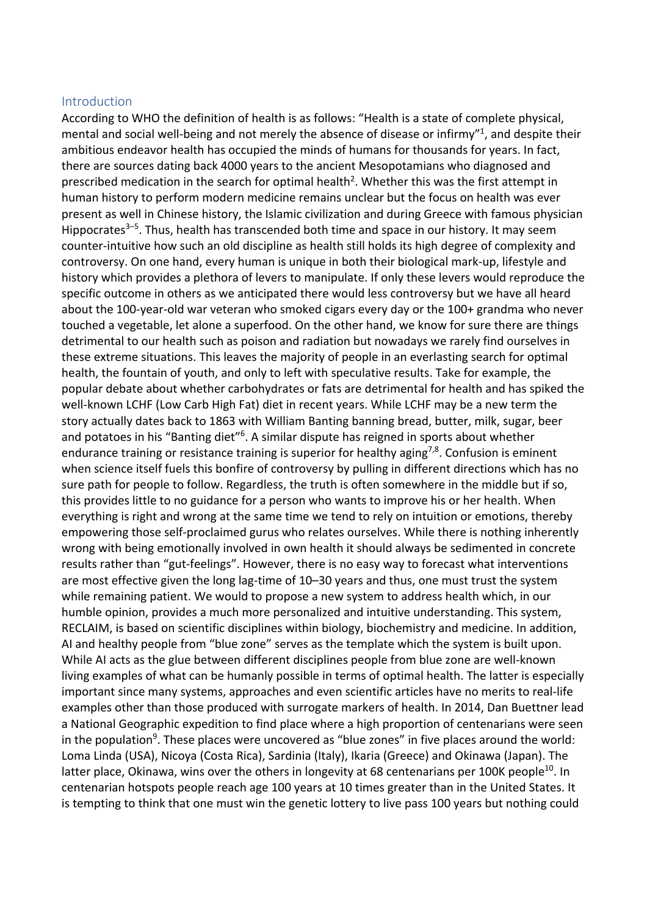## Introduction

According to WHO the definition of health is as follows: "Health is a state of complete physical, mental and social well-being and not merely the absence of disease or infirmy"[1], and despite their ambitious endeavor health has occupied the minds of humans for thousands for years. In fact, there are sources dating back 4000 years to the ancient Mesopotamians who diagnosed and prescribed medication in the search for optimal health[2]. Whether this was the first attempt in human history to perform modern medicine remains unclear but the focus on health was ever present as well in Chinese history, the Islamic civilization and during Greece with famous physician Hippocrates[3–5]. Thus, health has transcended both time and space in our history. It may seem counter-intuitive how such an old discipline as health still holds its high degree of complexity and controversy. On one hand, every human is unique in both their biological mark-up, lifestyle and history which provides a plethora of levers to manipulate. If only these levers would reproduce the specific outcome in others as we anticipated there would less controversy but we have all heard about the 100-year-old war veteran who smoked cigars every day or the 100+ grandma who never touched a vegetable, let alone a superfood. On the other hand, we know for sure there are things detrimental to our health such as poison and radiation but nowadays we rarely find ourselves in these extreme situations. This leaves the majority of people in an everlasting search for optimal health, the fountain of youth, and only to left with speculative results. Take for example, the popular debate about whether carbohydrates or fats are detrimental for health and has spiked the well-known LCHF (Low Carb High Fat) diet in recent years. While LCHF may be a new term the story actually dates back to 1863 with William Banting banning bread, butter, milk, sugar, beer and potatoes in his "Banting diet"[6]. A similar dispute has reigned in sports about whether endurance training or resistance training is superior for healthy aging[7,8]. Confusion is eminent when science itself fuels this bonfire of controversy by pulling in different directions which has no sure path for people to follow. Regardless, the truth is often somewhere in the middle but if so, this provides little to no guidance for a person who wants to improve his or her health. When everything is right and wrong at the same time we tend to rely on intuition or emotions, thereby empowering those self-proclaimed gurus who relates ourselves. While there is nothing inherently wrong with being emotionally involved in own health it should always be sedimented in concrete results rather than "gut-feelings". However, there is no easy way to forecast what interventions are most effective given the long lag-time of 10–30 years and thus, one must trust the system while remaining patient. We would to propose a new system to address health which, in our humble opinion, provides a much more personalized and intuitive understanding. This system, RECLAIM, is based on scientific disciplines within biology, biochemistry and medicine. In addition, AI and healthy people from "blue zone" serves as the template which the system is built upon. While AI acts as the glue between different disciplines people from blue zone are well-known living examples of what can be humanly possible in terms of optimal health. The latter is especially important since many systems, approaches and even scientific articles have no merits to real-life examples other than those produced with surrogate markers of health. In 2014, Dan Buettner lead a National Geographic expedition to find place where a high proportion of centenarians were seen in the population[9]. These places were uncovered as "blue zones" in five places around the world: Loma Linda (USA), Nicoya (Costa Rica), Sardinia (Italy), Ikaria (Greece) and Okinawa (Japan). The latter place, Okinawa, wins over the others in longevity at 68 centenarians per 100K people[10]. In centenarian hotspots people reach age 100 years at 10 times greater than in the United States. It is tempting to think that one must win the genetic lottery to live pass 100 years but nothing could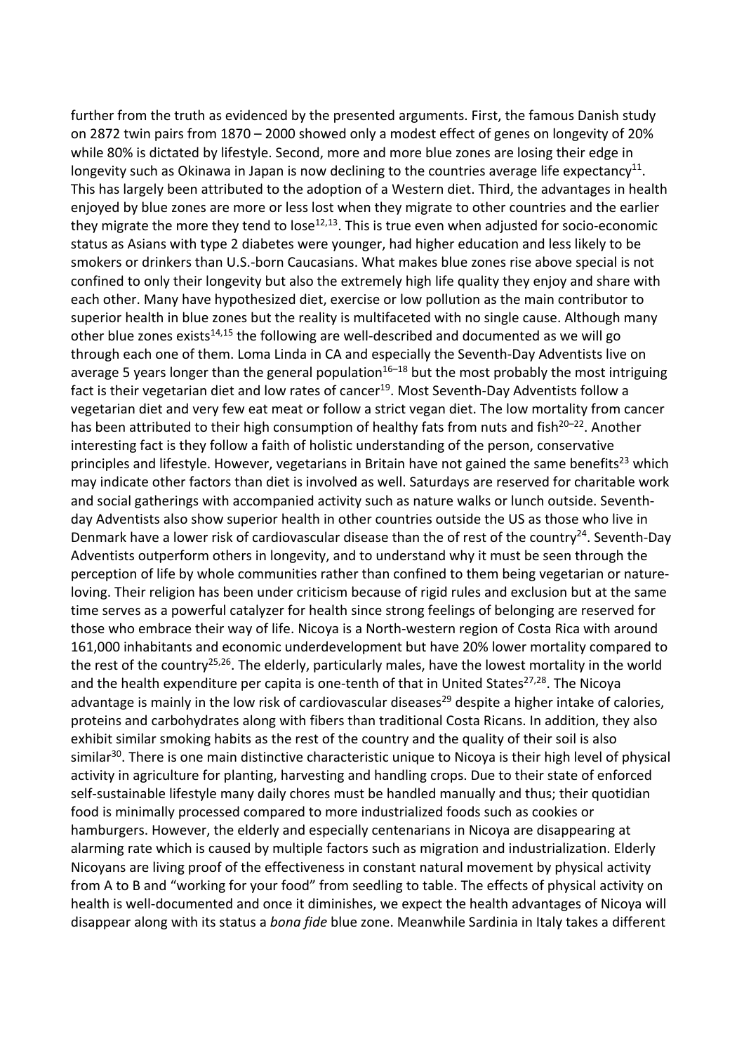further from the truth as evidenced by the presented arguments. First, the famous Danish study on 2872 twin pairs from 1870 – 2000 showed only a modest effect of genes on longevity of 20% while 80% is dictated by lifestyle. Second, more and more blue zones are losing their edge in longevity such as Okinawa in Japan is now declining to the countries average life expectancy[11]. This has largely been attributed to the adoption of a Western diet. Third, the advantages in health enjoyed by blue zones are more or less lost when they migrate to other countries and the earlier they migrate the more they tend to lose[12,13]. This is true even when adjusted for socio-economic status as Asians with type 2 diabetes were younger, had higher education and less likely to be smokers or drinkers than U.S.-born Caucasians. What makes blue zones rise above special is not confined to only their longevity but also the extremely high life quality they enjoy and share with each other. Many have hypothesized diet, exercise or low pollution as the main contributor to superior health in blue zones but the reality is multifaceted with no single cause. Although many other blue zones exists[14,15] the following are well-described and documented as we will go through each one of them. Loma Linda in CA and especially the Seventh-Day Adventists live on average 5 years longer than the general population[16–18] but the most probably the most intriguing fact is their vegetarian diet and low rates of cancer[19]. Most Seventh-Day Adventists follow a vegetarian diet and very few eat meat or follow a strict vegan diet. The low mortality from cancer has been attributed to their high consumption of healthy fats from nuts and fish[20–22]. Another interesting fact is they follow a faith of holistic understanding of the person, conservative principles and lifestyle. However, vegetarians in Britain have not gained the same benefits[23] which may indicate other factors than diet is involved as well. Saturdays are reserved for charitable work and social gatherings with accompanied activity such as nature walks or lunch outside. Seventh-day Adventists also show superior health in other countries outside the US as those who live in Denmark have a lower risk of cardiovascular disease than the of rest of the country[24]. Seventh-Day Adventists outperform others in longevity, and to understand why it must be seen through the perception of life by whole communities rather than confined to them being vegetarian or nature-loving. Their religion has been under criticism because of rigid rules and exclusion but at the same time serves as a powerful catalyzer for health since strong feelings of belonging are reserved for those who embrace their way of life. Nicoya is a North-western region of Costa Rica with around 161,000 inhabitants and economic underdevelopment but have 20% lower mortality compared to the rest of the country[25,26]. The elderly, particularly males, have the lowest mortality in the world and the health expenditure per capita is one-tenth of that in United States[27,28]. The Nicoya advantage is mainly in the low risk of cardiovascular diseases[29] despite a higher intake of calories, proteins and carbohydrates along with fibers than traditional Costa Ricans. In addition, they also exhibit similar smoking habits as the rest of the country and the quality of their soil is also similar[30]. There is one main distinctive characteristic unique to Nicoya is their high level of physical activity in agriculture for planting, harvesting and handling crops. Due to their state of enforced self-sustainable lifestyle many daily chores must be handled manually and thus; their quotidian food is minimally processed compared to more industrialized foods such as cookies or hamburgers. However, the elderly and especially centenarians in Nicoya are disappearing at alarming rate which is caused by multiple factors such as migration and industrialization. Elderly Nicoyans are living proof of the effectiveness in constant natural movement by physical activity from A to B and "working for your food" from seedling to table. The effects of physical activity on health is well-documented and once it diminishes, we expect the health advantages of Nicoya will disappear along with its status a *bona fide* blue zone. Meanwhile Sardinia in Italy takes a different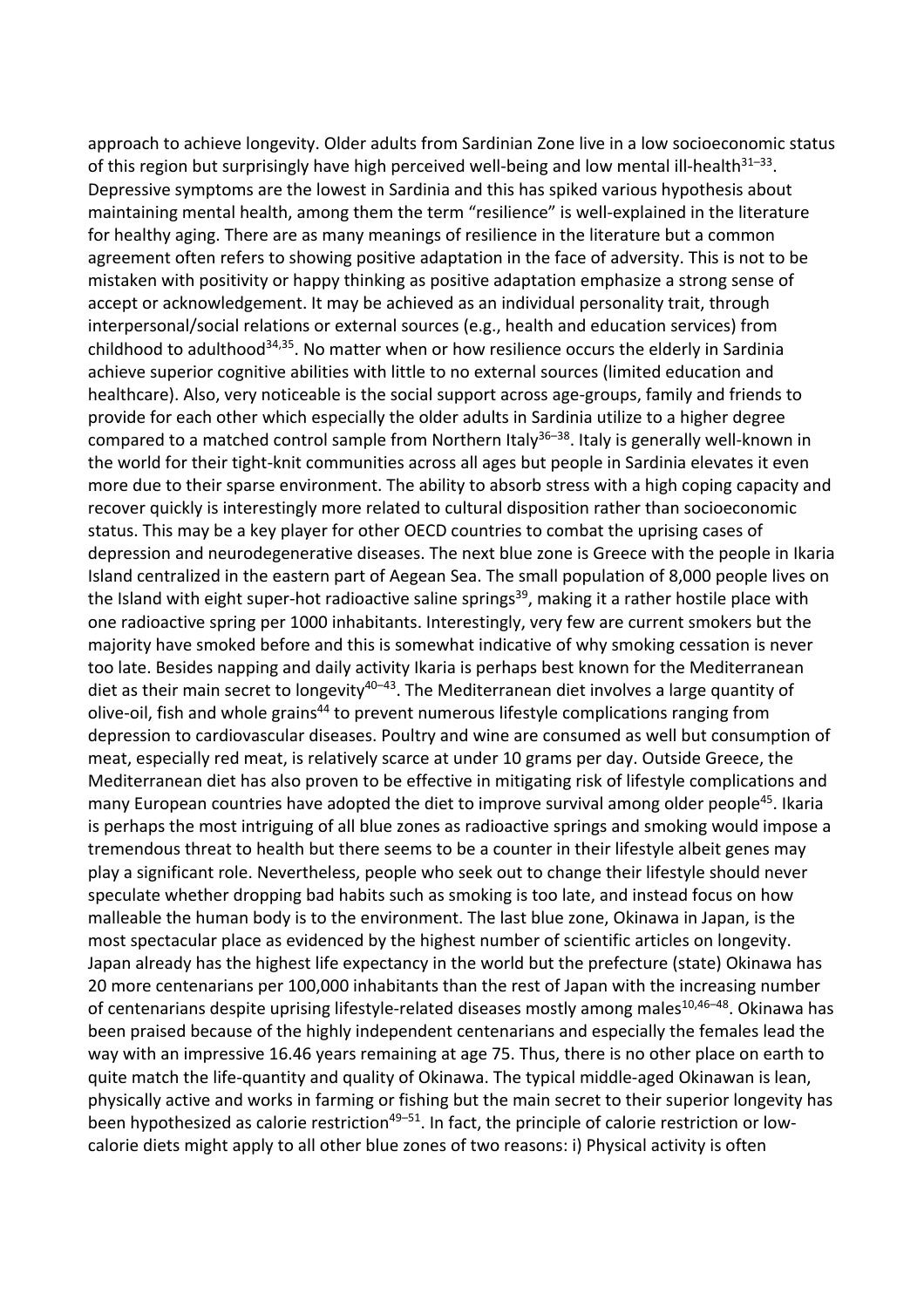approach to achieve longevity. Older adults from Sardinian Zone live in a low socioeconomic status of this region but surprisingly have high perceived well-being and low mental ill-health[31–33]. Depressive symptoms are the lowest in Sardinia and this has spiked various hypothesis about maintaining mental health, among them the term "resilience" is well-explained in the literature for healthy aging. There are as many meanings of resilience in the literature but a common agreement often refers to showing positive adaptation in the face of adversity. This is not to be mistaken with positivity or happy thinking as positive adaptation emphasize a strong sense of accept or acknowledgement. It may be achieved as an individual personality trait, through interpersonal/social relations or external sources (e.g., health and education services) from childhood to adulthood[34,35]. No matter when or how resilience occurs the elderly in Sardinia achieve superior cognitive abilities with little to no external sources (limited education and healthcare). Also, very noticeable is the social support across age-groups, family and friends to provide for each other which especially the older adults in Sardinia utilize to a higher degree compared to a matched control sample from Northern Italy[36–38]. Italy is generally well-known in the world for their tight-knit communities across all ages but people in Sardinia elevates it even more due to their sparse environment. The ability to absorb stress with a high coping capacity and recover quickly is interestingly more related to cultural disposition rather than socioeconomic status. This may be a key player for other OECD countries to combat the uprising cases of depression and neurodegenerative diseases. The next blue zone is Greece with the people in Ikaria Island centralized in the eastern part of Aegean Sea. The small population of 8,000 people lives on the Island with eight super-hot radioactive saline springs[39], making it a rather hostile place with one radioactive spring per 1000 inhabitants. Interestingly, very few are current smokers but the majority have smoked before and this is somewhat indicative of why smoking cessation is never too late. Besides napping and daily activity Ikaria is perhaps best known for the Mediterranean diet as their main secret to longevity[40–43]. The Mediterranean diet involves a large quantity of olive-oil, fish and whole grains[44] to prevent numerous lifestyle complications ranging from depression to cardiovascular diseases. Poultry and wine are consumed as well but consumption of meat, especially red meat, is relatively scarce at under 10 grams per day. Outside Greece, the Mediterranean diet has also proven to be effective in mitigating risk of lifestyle complications and many European countries have adopted the diet to improve survival among older people[45]. Ikaria is perhaps the most intriguing of all blue zones as radioactive springs and smoking would impose a tremendous threat to health but there seems to be a counter in their lifestyle albeit genes may play a significant role. Nevertheless, people who seek out to change their lifestyle should never speculate whether dropping bad habits such as smoking is too late, and instead focus on how malleable the human body is to the environment. The last blue zone, Okinawa in Japan, is the most spectacular place as evidenced by the highest number of scientific articles on longevity. Japan already has the highest life expectancy in the world but the prefecture (state) Okinawa has 20 more centenarians per 100,000 inhabitants than the rest of Japan with the increasing number of centenarians despite uprising lifestyle-related diseases mostly among males[10,46–48]. Okinawa has been praised because of the highly independent centenarians and especially the females lead the way with an impressive 16.46 years remaining at age 75. Thus, there is no other place on earth to quite match the life-quantity and quality of Okinawa. The typical middle-aged Okinawan is lean, physically active and works in farming or fishing but the main secret to their superior longevity has been hypothesized as calorie restriction[49–51]. In fact, the principle of calorie restriction or low-calorie diets might apply to all other blue zones of two reasons: i) Physical activity is often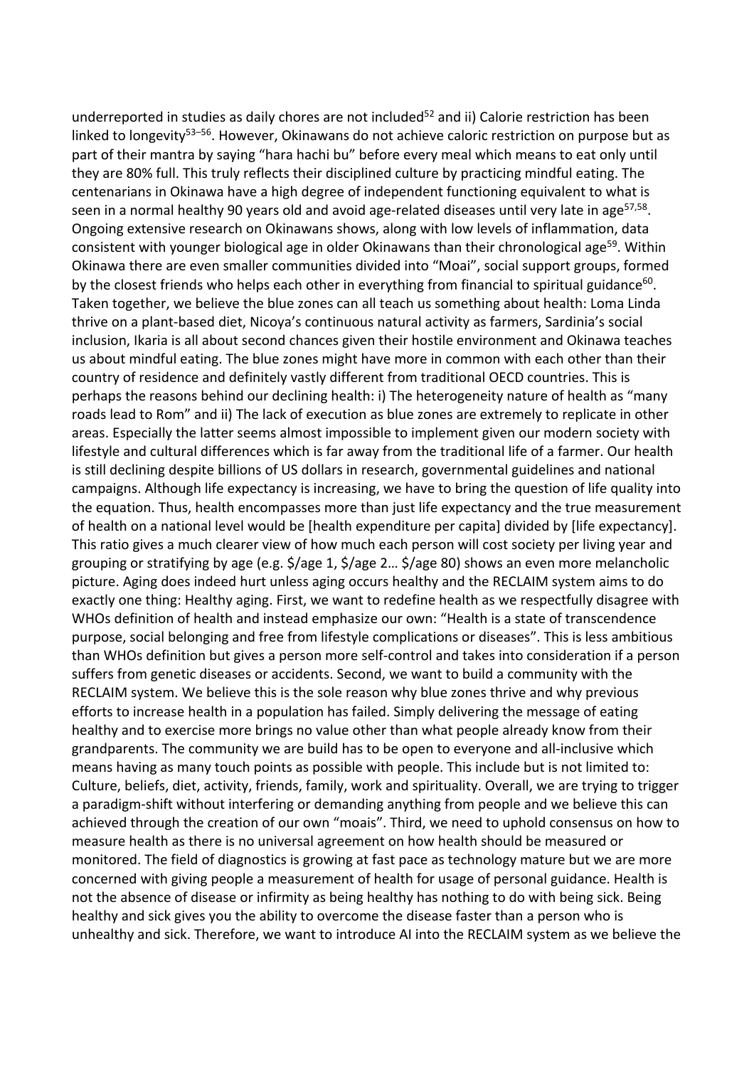underreported in studies as daily chores are not included[52] and ii) Calorie restriction has been linked to longevity[53–56]. However, Okinawans do not achieve caloric restriction on purpose but as part of their mantra by saying "hara hachi bu" before every meal which means to eat only until they are 80% full. This truly reflects their disciplined culture by practicing mindful eating. The centenarians in Okinawa have a high degree of independent functioning equivalent to what is seen in a normal healthy 90 years old and avoid age-related diseases until very late in age[57,58]. Ongoing extensive research on Okinawans shows, along with low levels of inflammation, data consistent with younger biological age in older Okinawans than their chronological age[59]. Within Okinawa there are even smaller communities divided into "Moai", social support groups, formed by the closest friends who helps each other in everything from financial to spiritual guidance[60]. Taken together, we believe the blue zones can all teach us something about health: Loma Linda thrive on a plant-based diet, Nicoya's continuous natural activity as farmers, Sardinia's social inclusion, Ikaria is all about second chances given their hostile environment and Okinawa teaches us about mindful eating. The blue zones might have more in common with each other than their country of residence and definitely vastly different from traditional OECD countries. This is perhaps the reasons behind our declining health: i) The heterogeneity nature of health as "many roads lead to Rom" and ii) The lack of execution as blue zones are extremely to replicate in other areas. Especially the latter seems almost impossible to implement given our modern society with lifestyle and cultural differences which is far away from the traditional life of a farmer. Our health is still declining despite billions of US dollars in research, governmental guidelines and national campaigns. Although life expectancy is increasing, we have to bring the question of life quality into the equation. Thus, health encompasses more than just life expectancy and the true measurement of health on a national level would be [health expenditure per capita] divided by [life expectancy]. This ratio gives a much clearer view of how much each person will cost society per living year and grouping or stratifying by age (e.g. $/age 1, $/age 2… $/age 80) shows an even more melancholic picture. Aging does indeed hurt unless aging occurs healthy and the RECLAIM system aims to do exactly one thing: Healthy aging. First, we want to redefine health as we respectfully disagree with WHOs definition of health and instead emphasize our own: "Health is a state of transcendence purpose, social belonging and free from lifestyle complications or diseases". This is less ambitious than WHOs definition but gives a person more self-control and takes into consideration if a person suffers from genetic diseases or accidents. Second, we want to build a community with the RECLAIM system. We believe this is the sole reason why blue zones thrive and why previous efforts to increase health in a population has failed. Simply delivering the message of eating healthy and to exercise more brings no value other than what people already know from their grandparents. The community we are build has to be open to everyone and all-inclusive which means having as many touch points as possible with people. This include but is not limited to: Culture, beliefs, diet, activity, friends, family, work and spirituality. Overall, we are trying to trigger a paradigm-shift without interfering or demanding anything from people and we believe this can achieved through the creation of our own "moais". Third, we need to uphold consensus on how to measure health as there is no universal agreement on how health should be measured or monitored. The field of diagnostics is growing at fast pace as technology mature but we are more concerned with giving people a measurement of health for usage of personal guidance. Health is not the absence of disease or infirmity as being healthy has nothing to do with being sick. Being healthy and sick gives you the ability to overcome the disease faster than a person who is unhealthy and sick. Therefore, we want to introduce AI into the RECLAIM system as we believe the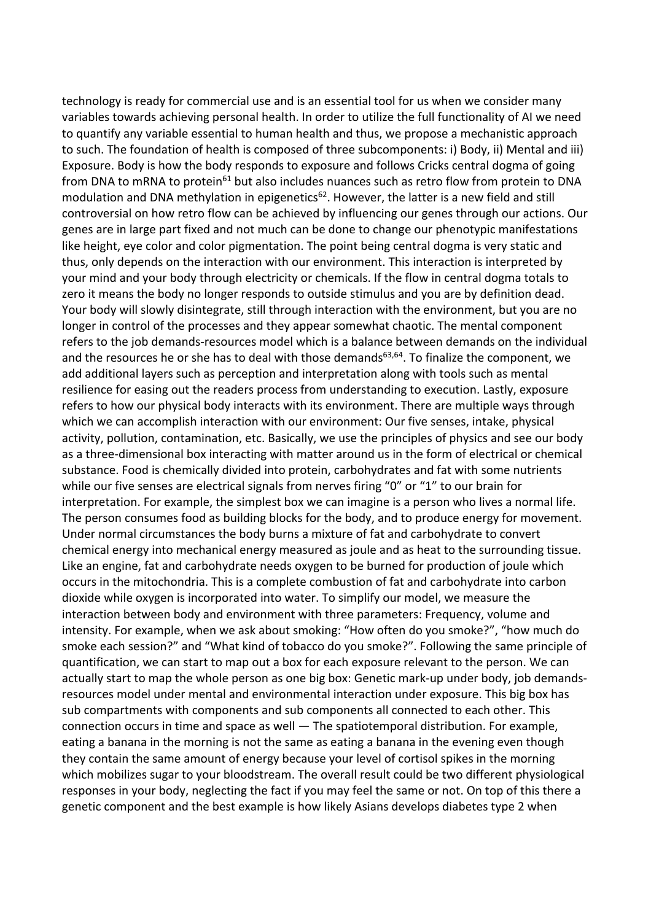technology is ready for commercial use and is an essential tool for us when we consider many variables towards achieving personal health. In order to utilize the full functionality of AI we need to quantify any variable essential to human health and thus, we propose a mechanistic approach to such. The foundation of health is composed of three subcomponents: i) Body, ii) Mental and iii) Exposure. Body is how the body responds to exposure and follows Cricks central dogma of going from DNA to mRNA to protein[61] but also includes nuances such as retro flow from protein to DNA modulation and DNA methylation in epigenetics[62]. However, the latter is a new field and still controversial on how retro flow can be achieved by influencing our genes through our actions. Our genes are in large part fixed and not much can be done to change our phenotypic manifestations like height, eye color and color pigmentation. The point being central dogma is very static and thus, only depends on the interaction with our environment. This interaction is interpreted by your mind and your body through electricity or chemicals. If the flow in central dogma totals to zero it means the body no longer responds to outside stimulus and you are by definition dead. Your body will slowly disintegrate, still through interaction with the environment, but you are no longer in control of the processes and they appear somewhat chaotic. The mental component refers to the job demands-resources model which is a balance between demands on the individual and the resources he or she has to deal with those demands[63,64]. To finalize the component, we add additional layers such as perception and interpretation along with tools such as mental resilience for easing out the readers process from understanding to execution. Lastly, exposure refers to how our physical body interacts with its environment. There are multiple ways through which we can accomplish interaction with our environment: Our five senses, intake, physical activity, pollution, contamination, etc. Basically, we use the principles of physics and see our body as a three-dimensional box interacting with matter around us in the form of electrical or chemical substance. Food is chemically divided into protein, carbohydrates and fat with some nutrients while our five senses are electrical signals from nerves firing "0" or "1" to our brain for interpretation. For example, the simplest box we can imagine is a person who lives a normal life. The person consumes food as building blocks for the body, and to produce energy for movement. Under normal circumstances the body burns a mixture of fat and carbohydrate to convert chemical energy into mechanical energy measured as joule and as heat to the surrounding tissue. Like an engine, fat and carbohydrate needs oxygen to be burned for production of joule which occurs in the mitochondria. This is a complete combustion of fat and carbohydrate into carbon dioxide while oxygen is incorporated into water. To simplify our model, we measure the interaction between body and environment with three parameters: Frequency, volume and intensity. For example, when we ask about smoking: "How often do you smoke?", "how much do smoke each session?" and "What kind of tobacco do you smoke?". Following the same principle of quantification, we can start to map out a box for each exposure relevant to the person. We can actually start to map the whole person as one big box: Genetic mark-up under body, job demands-resources model under mental and environmental interaction under exposure. This big box has sub compartments with components and sub components all connected to each other. This connection occurs in time and space as well — The spatiotemporal distribution. For example, eating a banana in the morning is not the same as eating a banana in the evening even though they contain the same amount of energy because your level of cortisol spikes in the morning which mobilizes sugar to your bloodstream. The overall result could be two different physiological responses in your body, neglecting the fact if you may feel the same or not. On top of this there a genetic component and the best example is how likely Asians develops diabetes type 2 when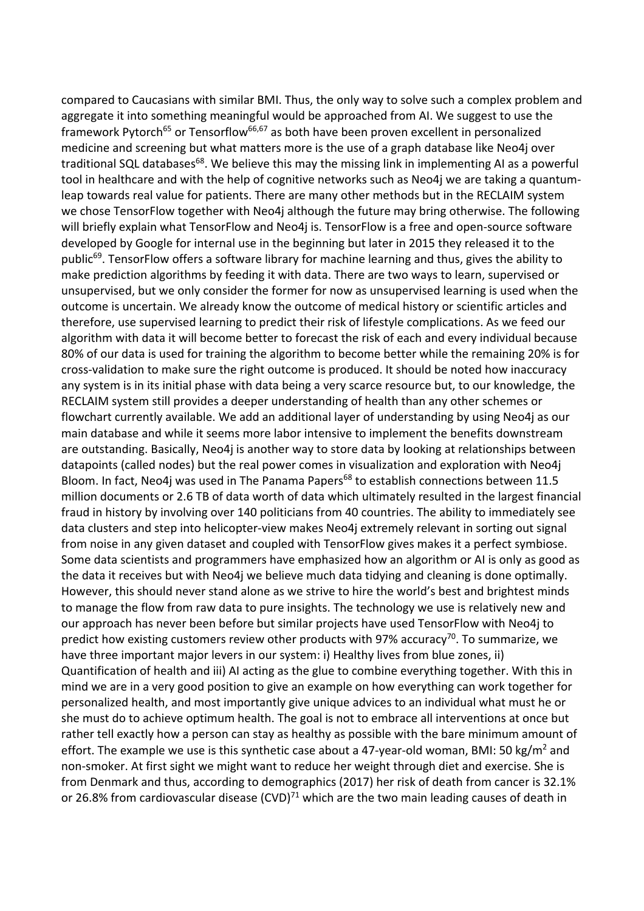compared to Caucasians with similar BMI. Thus, the only way to solve such a complex problem and aggregate it into something meaningful would be approached from AI. We suggest to use the framework Pytorch[65] or Tensorflow[66,67] as both have been proven excellent in personalized medicine and screening but what matters more is the use of a graph database like Neo4j over traditional SQL databases[68]. We believe this may the missing link in implementing AI as a powerful tool in healthcare and with the help of cognitive networks such as Neo4j we are taking a quantum-leap towards real value for patients. There are many other methods but in the RECLAIM system we chose TensorFlow together with Neo4j although the future may bring otherwise. The following will briefly explain what TensorFlow and Neo4j is. TensorFlow is a free and open-source software developed by Google for internal use in the beginning but later in 2015 they released it to the public[69]. TensorFlow offers a software library for machine learning and thus, gives the ability to make prediction algorithms by feeding it with data. There are two ways to learn, supervised or unsupervised, but we only consider the former for now as unsupervised learning is used when the outcome is uncertain. We already know the outcome of medical history or scientific articles and therefore, use supervised learning to predict their risk of lifestyle complications. As we feed our algorithm with data it will become better to forecast the risk of each and every individual because 80% of our data is used for training the algorithm to become better while the remaining 20% is for cross-validation to make sure the right outcome is produced. It should be noted how inaccuracy any system is in its initial phase with data being a very scarce resource but, to our knowledge, the RECLAIM system still provides a deeper understanding of health than any other schemes or flowchart currently available. We add an additional layer of understanding by using Neo4j as our main database and while it seems more labor intensive to implement the benefits downstream are outstanding. Basically, Neo4j is another way to store data by looking at relationships between datapoints (called nodes) but the real power comes in visualization and exploration with Neo4j Bloom. In fact, Neo4j was used in The Panama Papers[68] to establish connections between 11.5 million documents or 2.6 TB of data worth of data which ultimately resulted in the largest financial fraud in history by involving over 140 politicians from 40 countries. The ability to immediately see data clusters and step into helicopter-view makes Neo4j extremely relevant in sorting out signal from noise in any given dataset and coupled with TensorFlow gives makes it a perfect symbiose. Some data scientists and programmers have emphasized how an algorithm or AI is only as good as the data it receives but with Neo4j we believe much data tidying and cleaning is done optimally. However, this should never stand alone as we strive to hire the world's best and brightest minds to manage the flow from raw data to pure insights. The technology we use is relatively new and our approach has never been before but similar projects have used TensorFlow with Neo4j to predict how existing customers review other products with 97% accuracy[70]. To summarize, we have three important major levers in our system: i) Healthy lives from blue zones, ii) Quantification of health and iii) AI acting as the glue to combine everything together. With this in mind we are in a very good position to give an example on how everything can work together for personalized health, and most importantly give unique advices to an individual what must he or she must do to achieve optimum health. The goal is not to embrace all interventions at once but rather tell exactly how a person can stay as healthy as possible with the bare minimum amount of effort. The example we use is this synthetic case about a 47-year-old woman, BMI: 50 kg/m$^2$ and non-smoker. At first sight we might want to reduce her weight through diet and exercise. She is from Denmark and thus, according to demographics (2017) her risk of death from cancer is 32.1% or 26.8% from cardiovascular disease (CVD)[71] which are the two main leading causes of death in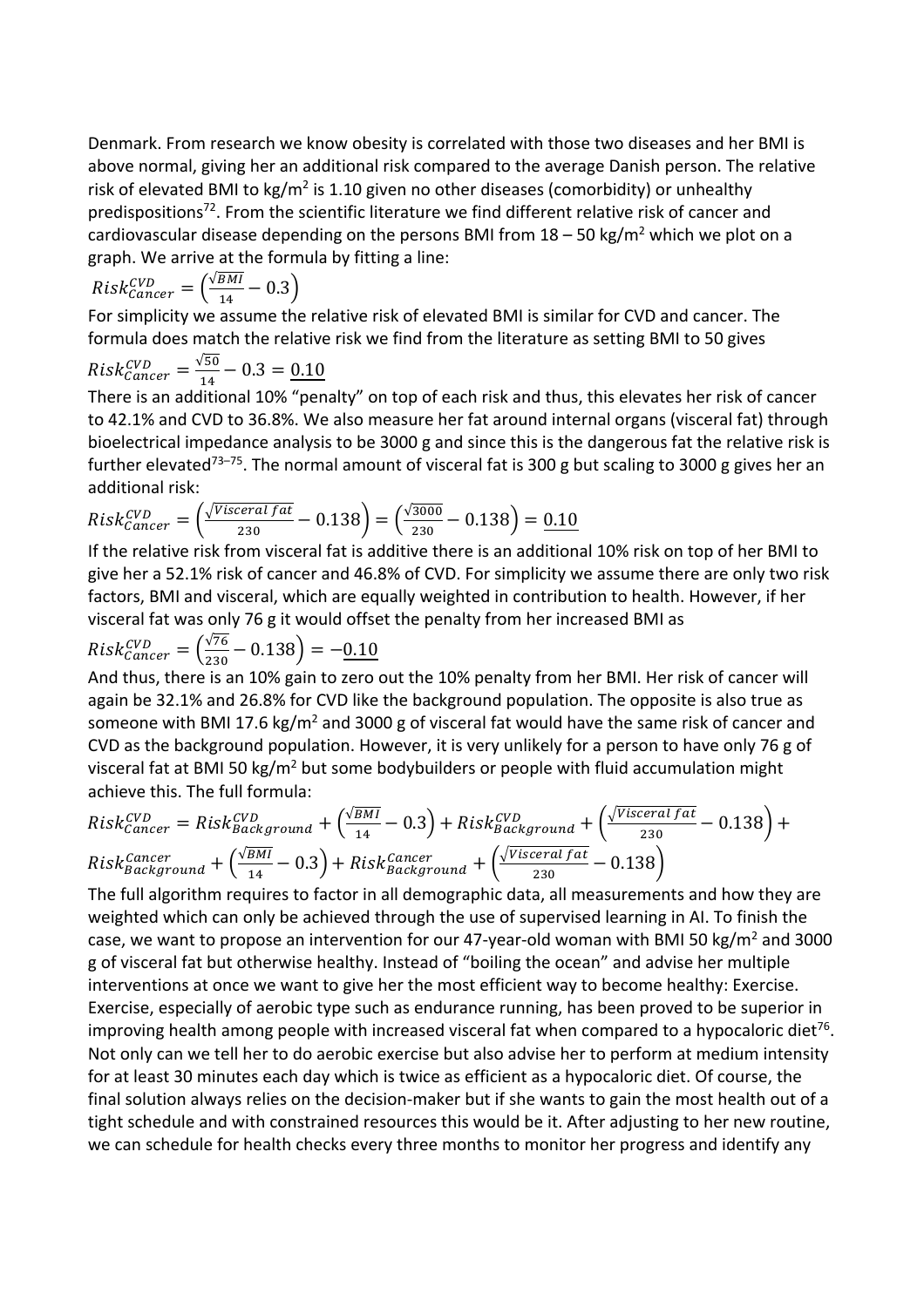Denmark. From research we know obesity is correlated with those two diseases and her BMI is above normal, giving her an additional risk compared to the average Danish person. The relative risk of elevated BMI to kg/m$^2$ is 1.10 given no other diseases (comorbidity) or unhealthy predispositions[72]. From the scientific literature we find different relative risk of cancer and cardiovascular disease depending on the persons BMI from 18 – 50 kg/m$^2$ which we plot on a graph. We arrive at the formula by fitting a line:

$$Risk_{Cancer}^{CVD} = \left(\frac{\sqrt{BMI}}{14} - 0.3\right)$$

For simplicity we assume the relative risk of elevated BMI is similar for CVD and cancer. The formula does match the relative risk we find from the literature as setting BMI to 50 gives

$$Risk_{Cancer}^{CVD} = \frac{\sqrt{50}}{14} - 0.3 = \underline{0.10}$$

There is an additional 10% "penalty" on top of each risk and thus, this elevates her risk of cancer to 42.1% and CVD to 36.8%. We also measure her fat around internal organs (visceral fat) through bioelectrical impedance analysis to be 3000 g and since this is the dangerous fat the relative risk is further elevated[73–75]. The normal amount of visceral fat is 300 g but scaling to 3000 g gives her an additional risk:

$$Risk_{Cancer}^{CVD} = \left(\frac{\sqrt{Visceral\ fat}}{230} - 0.138\right) = \left(\frac{\sqrt{3000}}{230} - 0.138\right) = \underline{0.10}$$

If the relative risk from visceral fat is additive there is an additional 10% risk on top of her BMI to give her a 52.1% risk of cancer and 46.8% of CVD. For simplicity we assume there are only two risk factors, BMI and visceral, which are equally weighted in contribution to health. However, if her visceral fat was only 76 g it would offset the penalty from her increased BMI as

$$Risk_{Cancer}^{CVD} = \left(\frac{\sqrt{76}}{230} - 0.138\right) = -\underline{0.10}$$

And thus, there is an 10% gain to zero out the 10% penalty from her BMI. Her risk of cancer will again be 32.1% and 26.8% for CVD like the background population. The opposite is also true as someone with BMI 17.6 kg/m$^2$ and 3000 g of visceral fat would have the same risk of cancer and CVD as the background population. However, it is very unlikely for a person to have only 76 g of visceral fat at BMI 50 kg/m$^2$ but some bodybuilders or people with fluid accumulation might achieve this. The full formula:

$$Risk_{Cancer}^{CVD} = Risk_{Background}^{CVD} + \left(\frac{\sqrt{BMI}}{14} - 0.3\right) + Risk_{Background}^{CVD} + \left(\frac{\sqrt{Visceral\ fat}}{230} - 0.138\right) + Risk_{Background}^{Cancer} + \left(\frac{\sqrt{BMI}}{14} - 0.3\right) + Risk_{Background}^{Cancer} + \left(\frac{\sqrt{Visceral\ fat}}{230} - 0.138\right)$$

The full algorithm requires to factor in all demographic data, all measurements and how they are weighted which can only be achieved through the use of supervised learning in AI. To finish the case, we want to propose an intervention for our 47-year-old woman with BMI 50 kg/m$^2$ and 3000 g of visceral fat but otherwise healthy. Instead of "boiling the ocean" and advise her multiple interventions at once we want to give her the most efficient way to become healthy: Exercise. Exercise, especially of aerobic type such as endurance running, has been proved to be superior in improving health among people with increased visceral fat when compared to a hypocaloric diet[76]. Not only can we tell her to do aerobic exercise but also advise her to perform at medium intensity for at least 30 minutes each day which is twice as efficient as a hypocaloric diet. Of course, the final solution always relies on the decision-maker but if she wants to gain the most health out of a tight schedule and with constrained resources this would be it. After adjusting to her new routine, we can schedule for health checks every three months to monitor her progress and identify any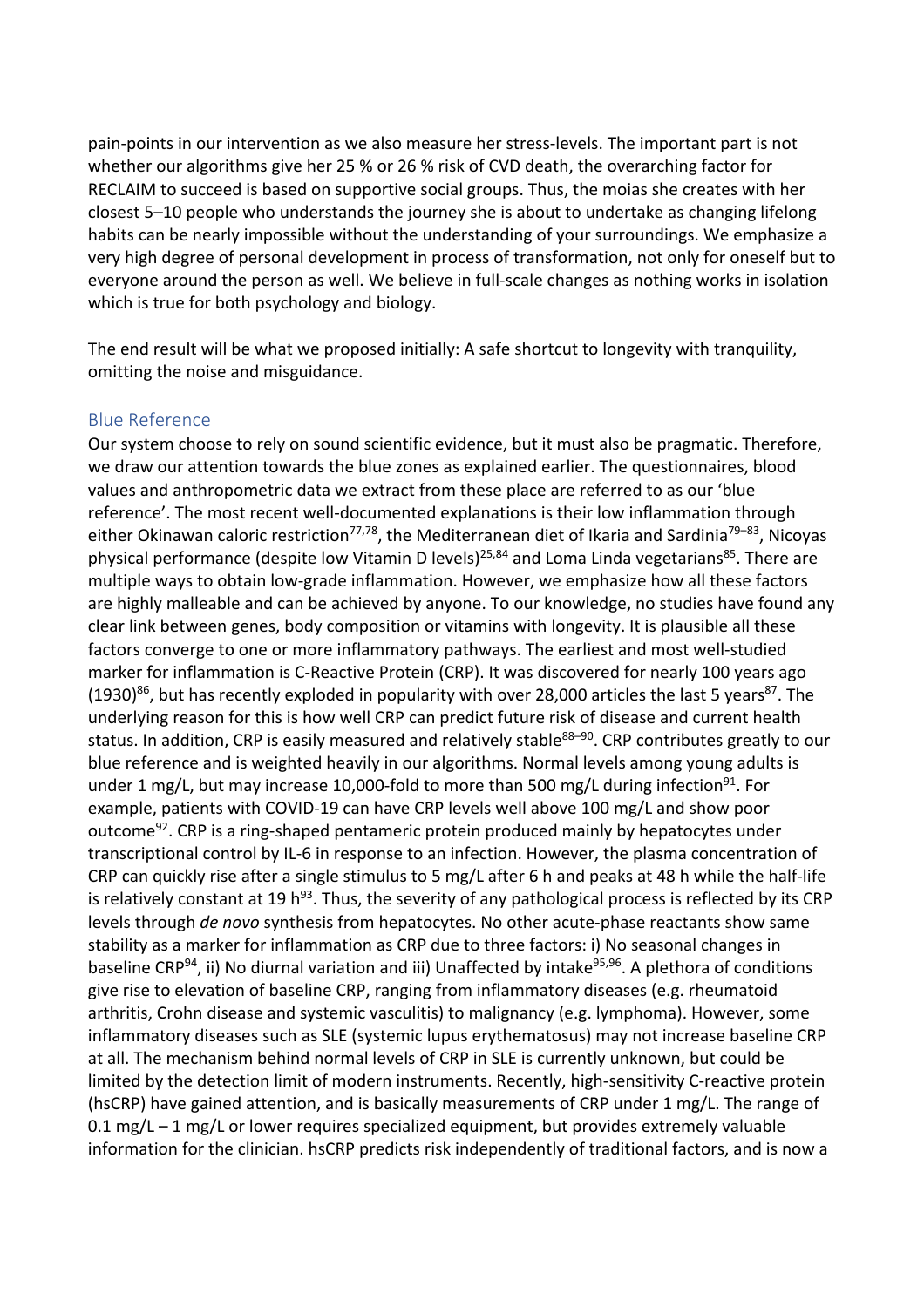pain-points in our intervention as we also measure her stress-levels. The important part is not whether our algorithms give her 25 % or 26 % risk of CVD death, the overarching factor for RECLAIM to succeed is based on supportive social groups. Thus, the moias she creates with her closest 5–10 people who understands the journey she is about to undertake as changing lifelong habits can be nearly impossible without the understanding of your surroundings. We emphasize a very high degree of personal development in process of transformation, not only for oneself but to everyone around the person as well. We believe in full-scale changes as nothing works in isolation which is true for both psychology and biology.

The end result will be what we proposed initially: A safe shortcut to longevity with tranquility, omitting the noise and misguidance.

## Blue Reference

Our system choose to rely on sound scientific evidence, but it must also be pragmatic. Therefore, we draw our attention towards the blue zones as explained earlier. The questionnaires, blood values and anthropometric data we extract from these place are referred to as our 'blue reference'. The most recent well-documented explanations is their low inflammation through either Okinawan caloric restriction[77,78], the Mediterranean diet of Ikaria and Sardinia[79–83], Nicoyas physical performance (despite low Vitamin D levels)[25,84] and Loma Linda vegetarians[85]. There are multiple ways to obtain low-grade inflammation. However, we emphasize how all these factors are highly malleable and can be achieved by anyone. To our knowledge, no studies have found any clear link between genes, body composition or vitamins with longevity. It is plausible all these factors converge to one or more inflammatory pathways. The earliest and most well-studied marker for inflammation is C-Reactive Protein (CRP). It was discovered for nearly 100 years ago (1930)[86], but has recently exploded in popularity with over 28,000 articles the last 5 years[87]. The underlying reason for this is how well CRP can predict future risk of disease and current health status. In addition, CRP is easily measured and relatively stable[88–90]. CRP contributes greatly to our blue reference and is weighted heavily in our algorithms. Normal levels among young adults is under 1 mg/L, but may increase 10,000-fold to more than 500 mg/L during infection[91]. For example, patients with COVID-19 can have CRP levels well above 100 mg/L and show poor outcome[92]. CRP is a ring-shaped pentameric protein produced mainly by hepatocytes under transcriptional control by IL-6 in response to an infection. However, the plasma concentration of CRP can quickly rise after a single stimulus to 5 mg/L after 6 h and peaks at 48 h while the half-life is relatively constant at 19 h[93]. Thus, the severity of any pathological process is reflected by its CRP levels through *de novo* synthesis from hepatocytes. No other acute-phase reactants show same stability as a marker for inflammation as CRP due to three factors: i) No seasonal changes in baseline CRP[94], ii) No diurnal variation and iii) Unaffected by intake[95,96]. A plethora of conditions give rise to elevation of baseline CRP, ranging from inflammatory diseases (e.g. rheumatoid arthritis, Crohn disease and systemic vasculitis) to malignancy (e.g. lymphoma). However, some inflammatory diseases such as SLE (systemic lupus erythematosus) may not increase baseline CRP at all. The mechanism behind normal levels of CRP in SLE is currently unknown, but could be limited by the detection limit of modern instruments. Recently, high-sensitivity C-reactive protein (hsCRP) have gained attention, and is basically measurements of CRP under 1 mg/L. The range of 0.1 mg/L – 1 mg/L or lower requires specialized equipment, but provides extremely valuable information for the clinician. hsCRP predicts risk independently of traditional factors, and is now a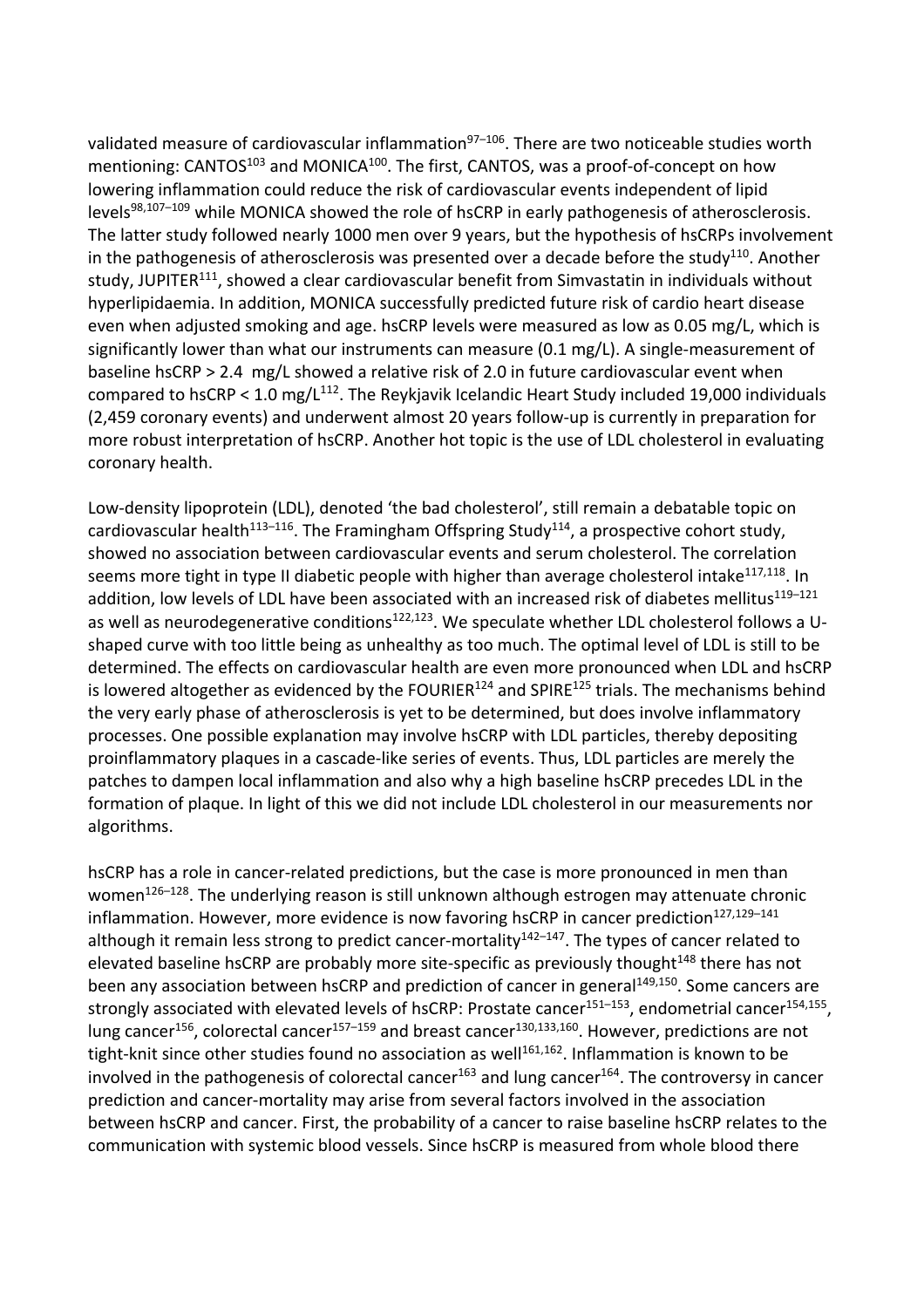validated measure of cardiovascular inflammation[97–106]. There are two noticeable studies worth mentioning: CANTOS[103] and MONICA[100]. The first, CANTOS, was a proof-of-concept on how lowering inflammation could reduce the risk of cardiovascular events independent of lipid levels[98,107–109] while MONICA showed the role of hsCRP in early pathogenesis of atherosclerosis. The latter study followed nearly 1000 men over 9 years, but the hypothesis of hsCRPs involvement in the pathogenesis of atherosclerosis was presented over a decade before the study[110]. Another study, JUPITER[111], showed a clear cardiovascular benefit from Simvastatin in individuals without hyperlipidaemia. In addition, MONICA successfully predicted future risk of cardio heart disease even when adjusted smoking and age. hsCRP levels were measured as low as 0.05 mg/L, which is significantly lower than what our instruments can measure (0.1 mg/L). A single-measurement of baseline hsCRP > 2.4 mg/L showed a relative risk of 2.0 in future cardiovascular event when compared to hsCRP < 1.0 mg/L[112]. The Reykjavik Icelandic Heart Study included 19,000 individuals (2,459 coronary events) and underwent almost 20 years follow-up is currently in preparation for more robust interpretation of hsCRP. Another hot topic is the use of LDL cholesterol in evaluating coronary health.

Low-density lipoprotein (LDL), denoted 'the bad cholesterol', still remain a debatable topic on cardiovascular health[113–116]. The Framingham Offspring Study[114], a prospective cohort study, showed no association between cardiovascular events and serum cholesterol. The correlation seems more tight in type II diabetic people with higher than average cholesterol intake[117,118]. In addition, low levels of LDL have been associated with an increased risk of diabetes mellitus[119–121] as well as neurodegenerative conditions[122,123]. We speculate whether LDL cholesterol follows a U-shaped curve with too little being as unhealthy as too much. The optimal level of LDL is still to be determined. The effects on cardiovascular health are even more pronounced when LDL and hsCRP is lowered altogether as evidenced by the FOURIER[124] and SPIRE[125] trials. The mechanisms behind the very early phase of atherosclerosis is yet to be determined, but does involve inflammatory processes. One possible explanation may involve hsCRP with LDL particles, thereby depositing proinflammatory plaques in a cascade-like series of events. Thus, LDL particles are merely the patches to dampen local inflammation and also why a high baseline hsCRP precedes LDL in the formation of plaque. In light of this we did not include LDL cholesterol in our measurements nor algorithms.

hsCRP has a role in cancer-related predictions, but the case is more pronounced in men than women[126–128]. The underlying reason is still unknown although estrogen may attenuate chronic inflammation. However, more evidence is now favoring hsCRP in cancer prediction[127,129–141] although it remain less strong to predict cancer-mortality[142–147]. The types of cancer related to elevated baseline hsCRP are probably more site-specific as previously thought[148] there has not been any association between hsCRP and prediction of cancer in general[149,150]. Some cancers are strongly associated with elevated levels of hsCRP: Prostate cancer[151–153], endometrial cancer[154,155], lung cancer[156], colorectal cancer[157–159] and breast cancer[130,133,160]. However, predictions are not tight-knit since other studies found no association as well[161,162]. Inflammation is known to be involved in the pathogenesis of colorectal cancer[163] and lung cancer[164]. The controversy in cancer prediction and cancer-mortality may arise from several factors involved in the association between hsCRP and cancer. First, the probability of a cancer to raise baseline hsCRP relates to the communication with systemic blood vessels. Since hsCRP is measured from whole blood there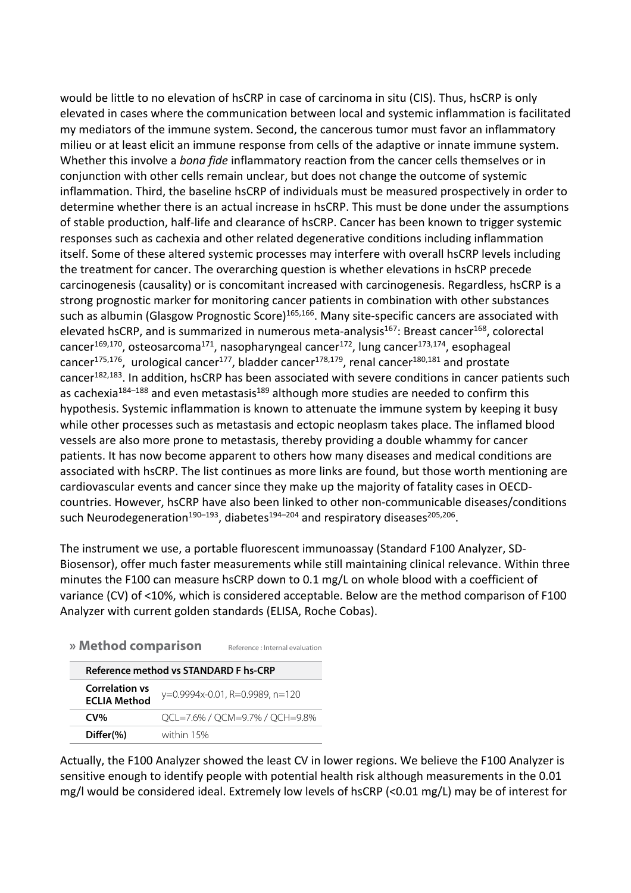would be little to no elevation of hsCRP in case of carcinoma in situ (CIS). Thus, hsCRP is only elevated in cases where the communication between local and systemic inflammation is facilitated my mediators of the immune system. Second, the cancerous tumor must favor an inflammatory milieu or at least elicit an immune response from cells of the adaptive or innate immune system. Whether this involve a *bona fide* inflammatory reaction from the cancer cells themselves or in conjunction with other cells remain unclear, but does not change the outcome of systemic inflammation. Third, the baseline hsCRP of individuals must be measured prospectively in order to determine whether there is an actual increase in hsCRP. This must be done under the assumptions of stable production, half-life and clearance of hsCRP. Cancer has been known to trigger systemic responses such as cachexia and other related degenerative conditions including inflammation itself. Some of these altered systemic processes may interfere with overall hsCRP levels including the treatment for cancer. The overarching question is whether elevations in hsCRP precede carcinogenesis (causality) or is concomitant increased with carcinogenesis. Regardless, hsCRP is a strong prognostic marker for monitoring cancer patients in combination with other substances such as albumin (Glasgow Prognostic Score)[165,166]. Many site-specific cancers are associated with elevated hsCRP, and is summarized in numerous meta-analysis[167]: Breast cancer[168], colorectal cancer[169,170], osteosarcoma[171], nasopharyngeal cancer[172], lung cancer[173,174], esophageal cancer[175,176], urological cancer[177], bladder cancer[178,179], renal cancer[180,181] and prostate cancer[182,183]. In addition, hsCRP has been associated with severe conditions in cancer patients such as cachexia[184–188] and even metastasis[189] although more studies are needed to confirm this hypothesis. Systemic inflammation is known to attenuate the immune system by keeping it busy while other processes such as metastasis and ectopic neoplasm takes place. The inflamed blood vessels are also more prone to metastasis, thereby providing a double whammy for cancer patients. It has now become apparent to others how many diseases and medical conditions are associated with hsCRP. The list continues as more links are found, but those worth mentioning are cardiovascular events and cancer since they make up the majority of fatality cases in OECD-countries. However, hsCRP have also been linked to other non-communicable diseases/conditions such Neurodegeneration[190–193], diabetes[194–204] and respiratory diseases[205,206].

The instrument we use, a portable fluorescent immunoassay (Standard F100 Analyzer, SD-Biosensor), offer much faster measurements while still maintaining clinical relevance. Within three minutes the F100 can measure hsCRP down to 0.1 mg/L on whole blood with a coefficient of variance (CV) of <10%, which is considered acceptable. Below are the method comparison of F100 Analyzer with current golden standards (ELISA, Roche Cobas).

**» Method comparison** Reference : Internal evaluation

| Reference method vs STANDARD F hs-CRP | |
|---|---|
| **Correlation vs ECLIA Method** | y=0.9994x-0.01, R=0.9989, n=120 |
| **CV%** | QCL=7.6% / QCM=9.7% / QCH=9.8% |
| **Differ(%)** | within 15% |

Actually, the F100 Analyzer showed the least CV in lower regions. We believe the F100 Analyzer is sensitive enough to identify people with potential health risk although measurements in the 0.01 mg/l would be considered ideal. Extremely low levels of hsCRP (<0.01 mg/L) may be of interest for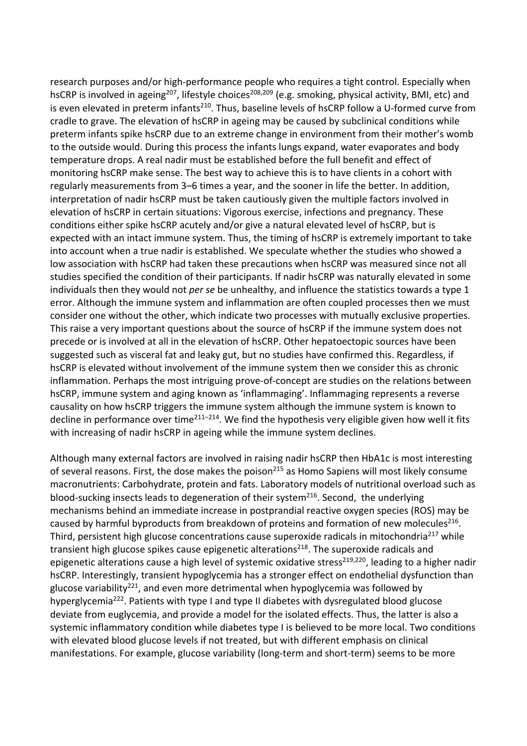research purposes and/or high-performance people who requires a tight control. Especially when hsCRP is involved in ageing[207], lifestyle choices[208,209] (e.g. smoking, physical activity, BMI, etc) and is even elevated in preterm infants[210]. Thus, baseline levels of hsCRP follow a U-formed curve from cradle to grave. The elevation of hsCRP in ageing may be caused by subclinical conditions while preterm infants spike hsCRP due to an extreme change in environment from their mother's womb to the outside would. During this process the infants lungs expand, water evaporates and body temperature drops. A real nadir must be established before the full benefit and effect of monitoring hsCRP make sense. The best way to achieve this is to have clients in a cohort with regularly measurements from 3–6 times a year, and the sooner in life the better. In addition, interpretation of nadir hsCRP must be taken cautiously given the multiple factors involved in elevation of hsCRP in certain situations: Vigorous exercise, infections and pregnancy. These conditions either spike hsCRP acutely and/or give a natural elevated level of hsCRP, but is expected with an intact immune system. Thus, the timing of hsCRP is extremely important to take into account when a true nadir is established. We speculate whether the studies who showed a low association with hsCRP had taken these precautions when hsCRP was measured since not all studies specified the condition of their participants. If nadir hsCRP was naturally elevated in some individuals then they would not *per se* be unhealthy, and influence the statistics towards a type 1 error. Although the immune system and inflammation are often coupled processes then we must consider one without the other, which indicate two processes with mutually exclusive properties. This raise a very important questions about the source of hsCRP if the immune system does not precede or is involved at all in the elevation of hsCRP. Other hepatoectopic sources have been suggested such as visceral fat and leaky gut, but no studies have confirmed this. Regardless, if hsCRP is elevated without involvement of the immune system then we consider this as chronic inflammation. Perhaps the most intriguing prove-of-concept are studies on the relations between hsCRP, immune system and aging known as 'inflammaging'. Inflammaging represents a reverse causality on how hsCRP triggers the immune system although the immune system is known to decline in performance over time[211–214]. We find the hypothesis very eligible given how well it fits with increasing of nadir hsCRP in ageing while the immune system declines.

Although many external factors are involved in raising nadir hsCRP then HbA1c is most interesting of several reasons. First, the dose makes the poison[215] as Homo Sapiens will most likely consume macronutrients: Carbohydrate, protein and fats. Laboratory models of nutritional overload such as blood-sucking insects leads to degeneration of their system[216]. Second, the underlying mechanisms behind an immediate increase in postprandial reactive oxygen species (ROS) may be caused by harmful byproducts from breakdown of proteins and formation of new molecules[216]. Third, persistent high glucose concentrations cause superoxide radicals in mitochondria[217] while transient high glucose spikes cause epigenetic alterations[218]. The superoxide radicals and epigenetic alterations cause a high level of systemic oxidative stress[219,220], leading to a higher nadir hsCRP. Interestingly, transient hypoglycemia has a stronger effect on endothelial dysfunction than glucose variability[221], and even more detrimental when hypoglycemia was followed by hyperglycemia[222]. Patients with type I and type II diabetes with dysregulated blood glucose deviate from euglycemia, and provide a model for the isolated effects. Thus, the latter is also a systemic inflammatory condition while diabetes type I is believed to be more local. Two conditions with elevated blood glucose levels if not treated, but with different emphasis on clinical manifestations. For example, glucose variability (long-term and short-term) seems to be more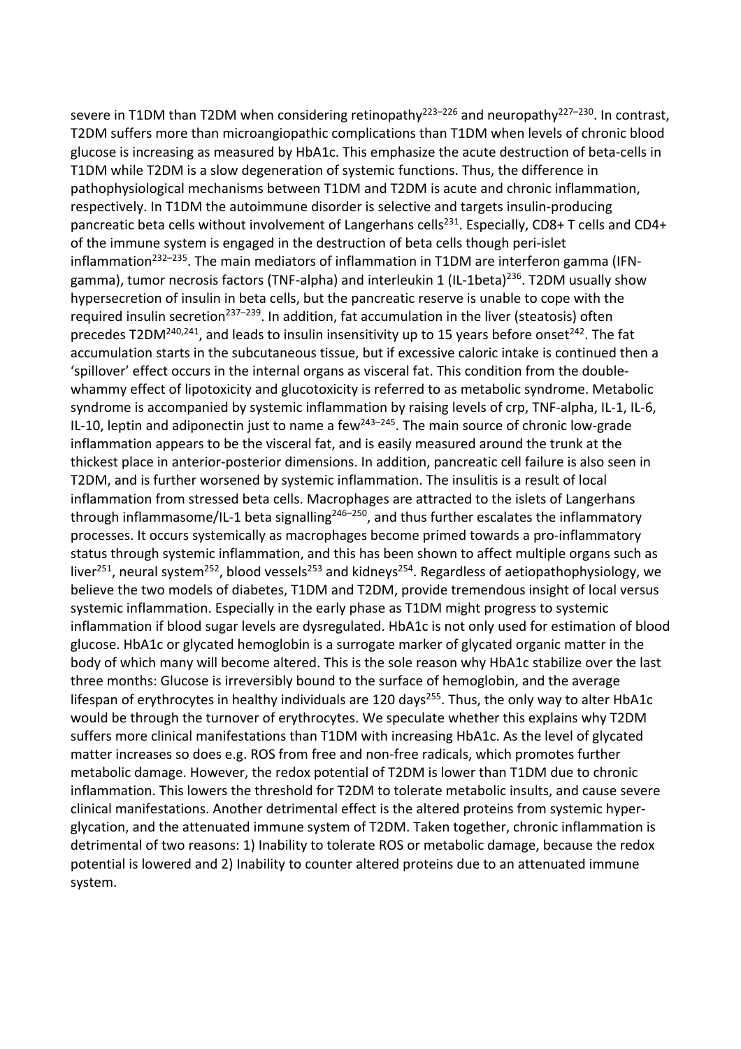severe in T1DM than T2DM when considering retinopathy[223–226] and neuropathy[227–230]. In contrast, T2DM suffers more than microangiopathic complications than T1DM when levels of chronic blood glucose is increasing as measured by HbA1c. This emphasize the acute destruction of beta-cells in T1DM while T2DM is a slow degeneration of systemic functions. Thus, the difference in pathophysiological mechanisms between T1DM and T2DM is acute and chronic inflammation, respectively. In T1DM the autoimmune disorder is selective and targets insulin-producing pancreatic beta cells without involvement of Langerhans cells[231]. Especially, CD8+ T cells and CD4+ of the immune system is engaged in the destruction of beta cells though peri-islet inflammation[232–235]. The main mediators of inflammation in T1DM are interferon gamma (IFN-gamma), tumor necrosis factors (TNF-alpha) and interleukin 1 (IL-1beta)[236]. T2DM usually show hypersecretion of insulin in beta cells, but the pancreatic reserve is unable to cope with the required insulin secretion[237–239]. In addition, fat accumulation in the liver (steatosis) often precedes T2DM[240,241], and leads to insulin insensitivity up to 15 years before onset[242]. The fat accumulation starts in the subcutaneous tissue, but if excessive caloric intake is continued then a 'spillover' effect occurs in the internal organs as visceral fat. This condition from the double-whammy effect of lipotoxicity and glucotoxicity is referred to as metabolic syndrome. Metabolic syndrome is accompanied by systemic inflammation by raising levels of crp, TNF-alpha, IL-1, IL-6, IL-10, leptin and adiponectin just to name a few[243–245]. The main source of chronic low-grade inflammation appears to be the visceral fat, and is easily measured around the trunk at the thickest place in anterior-posterior dimensions. In addition, pancreatic cell failure is also seen in T2DM, and is further worsened by systemic inflammation. The insulitis is a result of local inflammation from stressed beta cells. Macrophages are attracted to the islets of Langerhans through inflammasome/IL-1 beta signalling[246–250], and thus further escalates the inflammatory processes. It occurs systemically as macrophages become primed towards a pro-inflammatory status through systemic inflammation, and this has been shown to affect multiple organs such as liver[251], neural system[252], blood vessels[253] and kidneys[254]. Regardless of aetiopathophysiology, we believe the two models of diabetes, T1DM and T2DM, provide tremendous insight of local versus systemic inflammation. Especially in the early phase as T1DM might progress to systemic inflammation if blood sugar levels are dysregulated. HbA1c is not only used for estimation of blood glucose. HbA1c or glycated hemoglobin is a surrogate marker of glycated organic matter in the body of which many will become altered. This is the sole reason why HbA1c stabilize over the last three months: Glucose is irreversibly bound to the surface of hemoglobin, and the average lifespan of erythrocytes in healthy individuals are 120 days[255]. Thus, the only way to alter HbA1c would be through the turnover of erythrocytes. We speculate whether this explains why T2DM suffers more clinical manifestations than T1DM with increasing HbA1c. As the level of glycated matter increases so does e.g. ROS from free and non-free radicals, which promotes further metabolic damage. However, the redox potential of T2DM is lower than T1DM due to chronic inflammation. This lowers the threshold for T2DM to tolerate metabolic insults, and cause severe clinical manifestations. Another detrimental effect is the altered proteins from systemic hyper-glycation, and the attenuated immune system of T2DM. Taken together, chronic inflammation is detrimental of two reasons: 1) Inability to tolerate ROS or metabolic damage, because the redox potential is lowered and 2) Inability to counter altered proteins due to an attenuated immune system.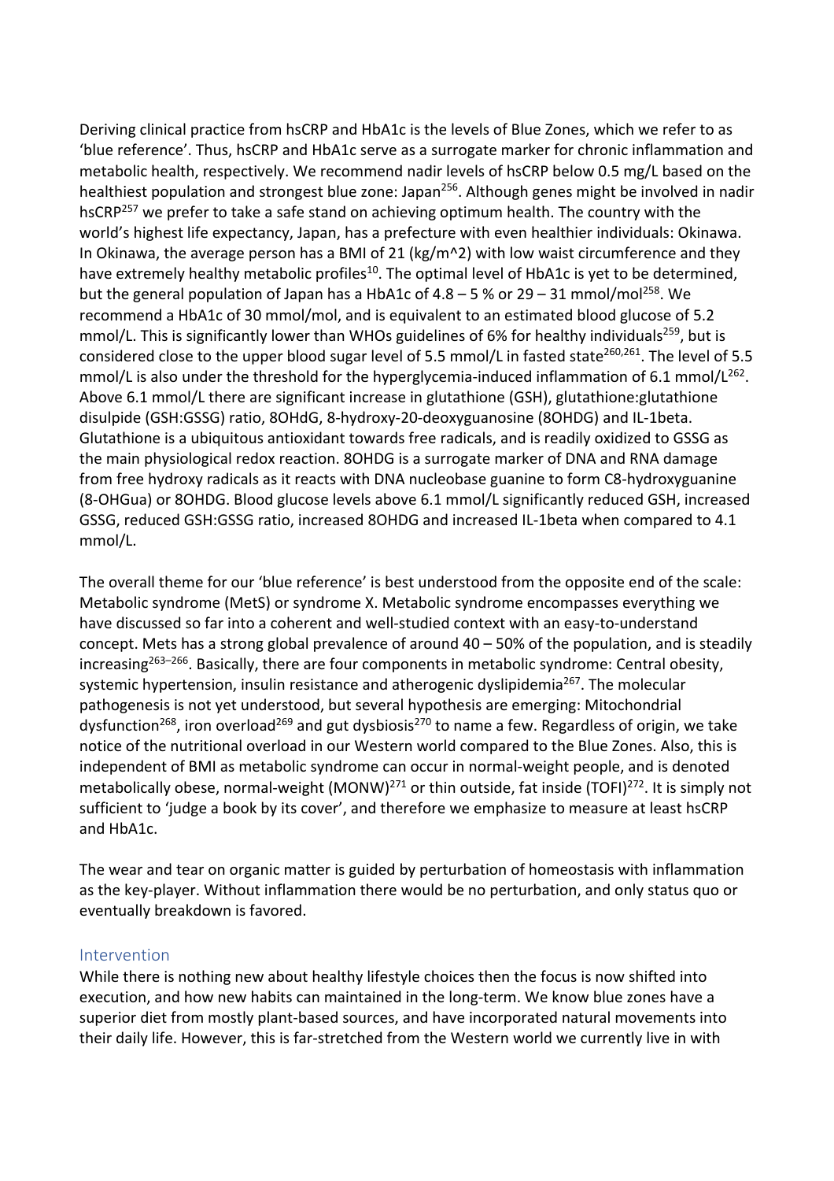Deriving clinical practice from hsCRP and HbA1c is the levels of Blue Zones, which we refer to as 'blue reference'. Thus, hsCRP and HbA1c serve as a surrogate marker for chronic inflammation and metabolic health, respectively. We recommend nadir levels of hsCRP below 0.5 mg/L based on the healthiest population and strongest blue zone: Japan[256]. Although genes might be involved in nadir hsCRP[257] we prefer to take a safe stand on achieving optimum health. The country with the world's highest life expectancy, Japan, has a prefecture with even healthier individuals: Okinawa. In Okinawa, the average person has a BMI of 21 (kg/m^2) with low waist circumference and they have extremely healthy metabolic profiles[10]. The optimal level of HbA1c is yet to be determined, but the general population of Japan has a HbA1c of 4.8 – 5 % or 29 – 31 mmol/mol[258]. We recommend a HbA1c of 30 mmol/mol, and is equivalent to an estimated blood glucose of 5.2 mmol/L. This is significantly lower than WHOs guidelines of 6% for healthy individuals[259], but is considered close to the upper blood sugar level of 5.5 mmol/L in fasted state[260,261]. The level of 5.5 mmol/L is also under the threshold for the hyperglycemia-induced inflammation of 6.1 mmol/L[262]. Above 6.1 mmol/L there are significant increase in glutathione (GSH), glutathione:glutathione disulpide (GSH:GSSG) ratio, 8OHdG, 8-hydroxy-20-deoxyguanosine (8OHDG) and IL-1beta. Glutathione is a ubiquitous antioxidant towards free radicals, and is readily oxidized to GSSG as the main physiological redox reaction. 8OHDG is a surrogate marker of DNA and RNA damage from free hydroxy radicals as it reacts with DNA nucleobase guanine to form C8-hydroxyguanine (8-OHGua) or 8OHDG. Blood glucose levels above 6.1 mmol/L significantly reduced GSH, increased GSSG, reduced GSH:GSSG ratio, increased 8OHDG and increased IL-1beta when compared to 4.1 mmol/L.

The overall theme for our 'blue reference' is best understood from the opposite end of the scale: Metabolic syndrome (MetS) or syndrome X. Metabolic syndrome encompasses everything we have discussed so far into a coherent and well-studied context with an easy-to-understand concept. Mets has a strong global prevalence of around 40 – 50% of the population, and is steadily increasing[263–266]. Basically, there are four components in metabolic syndrome: Central obesity, systemic hypertension, insulin resistance and atherogenic dyslipidemia[267]. The molecular pathogenesis is not yet understood, but several hypothesis are emerging: Mitochondrial dysfunction[268], iron overload[269] and gut dysbiosis[270] to name a few. Regardless of origin, we take notice of the nutritional overload in our Western world compared to the Blue Zones. Also, this is independent of BMI as metabolic syndrome can occur in normal-weight people, and is denoted metabolically obese, normal-weight (MONW)[271] or thin outside, fat inside (TOFI)[272]. It is simply not sufficient to 'judge a book by its cover', and therefore we emphasize to measure at least hsCRP and HbA1c.

The wear and tear on organic matter is guided by perturbation of homeostasis with inflammation as the key-player. Without inflammation there would be no perturbation, and only status quo or eventually breakdown is favored.

## Intervention

While there is nothing new about healthy lifestyle choices then the focus is now shifted into execution, and how new habits can maintained in the long-term. We know blue zones have a superior diet from mostly plant-based sources, and have incorporated natural movements into their daily life. However, this is far-stretched from the Western world we currently live in with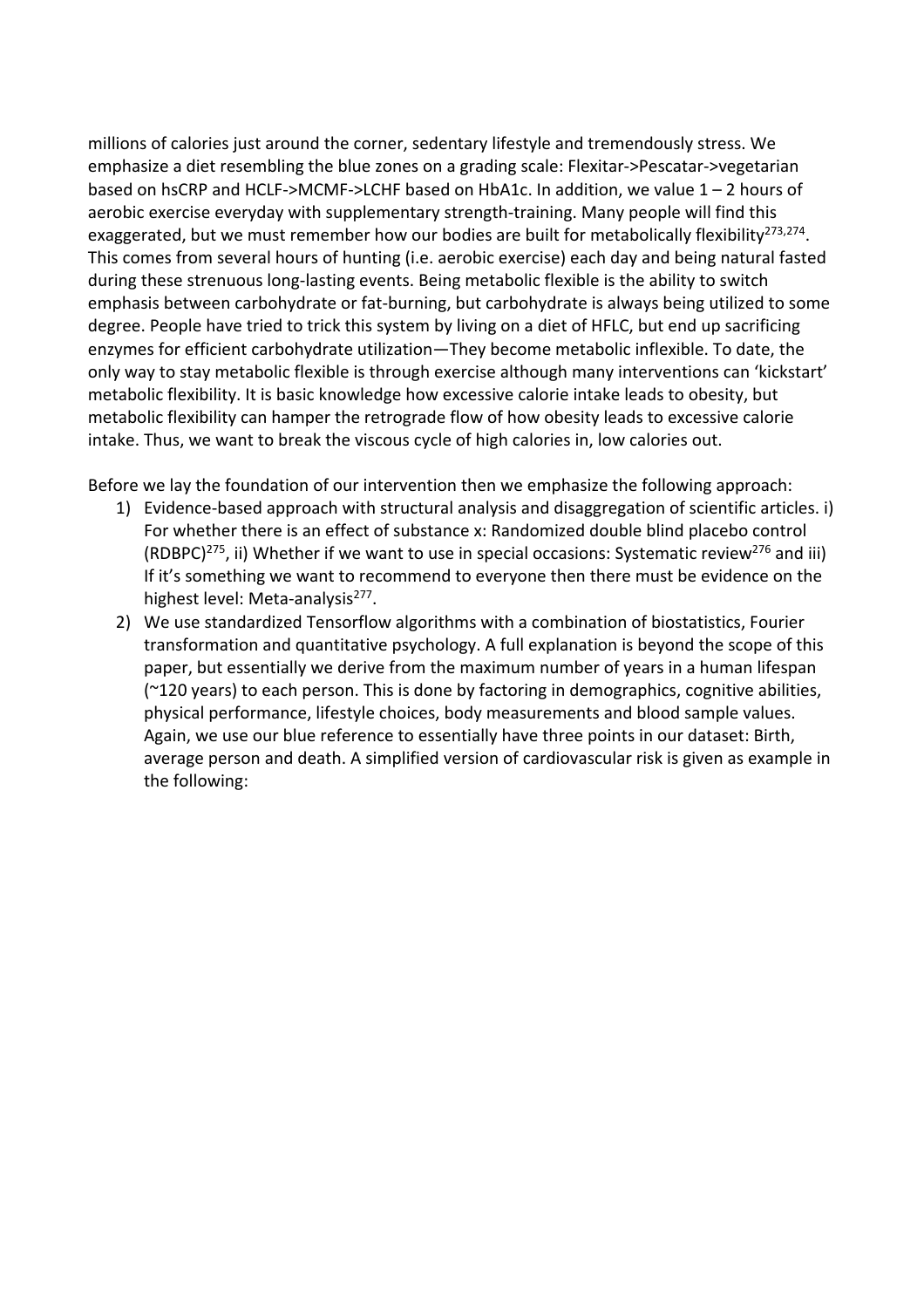millions of calories just around the corner, sedentary lifestyle and tremendously stress. We emphasize a diet resembling the blue zones on a grading scale: Flexitar->Pescatar->vegetarian based on hsCRP and HCLF->MCMF->LCHF based on HbA1c. In addition, we value 1 – 2 hours of aerobic exercise everyday with supplementary strength-training. Many people will find this exaggerated, but we must remember how our bodies are built for metabolically flexibility[273,274]. This comes from several hours of hunting (i.e. aerobic exercise) each day and being natural fasted during these strenuous long-lasting events. Being metabolic flexible is the ability to switch emphasis between carbohydrate or fat-burning, but carbohydrate is always being utilized to some degree. People have tried to trick this system by living on a diet of HFLC, but end up sacrificing enzymes for efficient carbohydrate utilization—They become metabolic inflexible. To date, the only way to stay metabolic flexible is through exercise although many interventions can 'kickstart' metabolic flexibility. It is basic knowledge how excessive calorie intake leads to obesity, but metabolic flexibility can hamper the retrograde flow of how obesity leads to excessive calorie intake. Thus, we want to break the viscous cycle of high calories in, low calories out.

Before we lay the foundation of our intervention then we emphasize the following approach:

1) Evidence-based approach with structural analysis and disaggregation of scientific articles. i) For whether there is an effect of substance x: Randomized double blind placebo control (RDBPC)[275], ii) Whether if we want to use in special occasions: Systematic review[276] and iii) If it's something we want to recommend to everyone then there must be evidence on the highest level: Meta-analysis[277].
2) We use standardized Tensorflow algorithms with a combination of biostatistics, Fourier transformation and quantitative psychology. A full explanation is beyond the scope of this paper, but essentially we derive from the maximum number of years in a human lifespan (~120 years) to each person. This is done by factoring in demographics, cognitive abilities, physical performance, lifestyle choices, body measurements and blood sample values. Again, we use our blue reference to essentially have three points in our dataset: Birth, average person and death. A simplified version of cardiovascular risk is given as example in the following: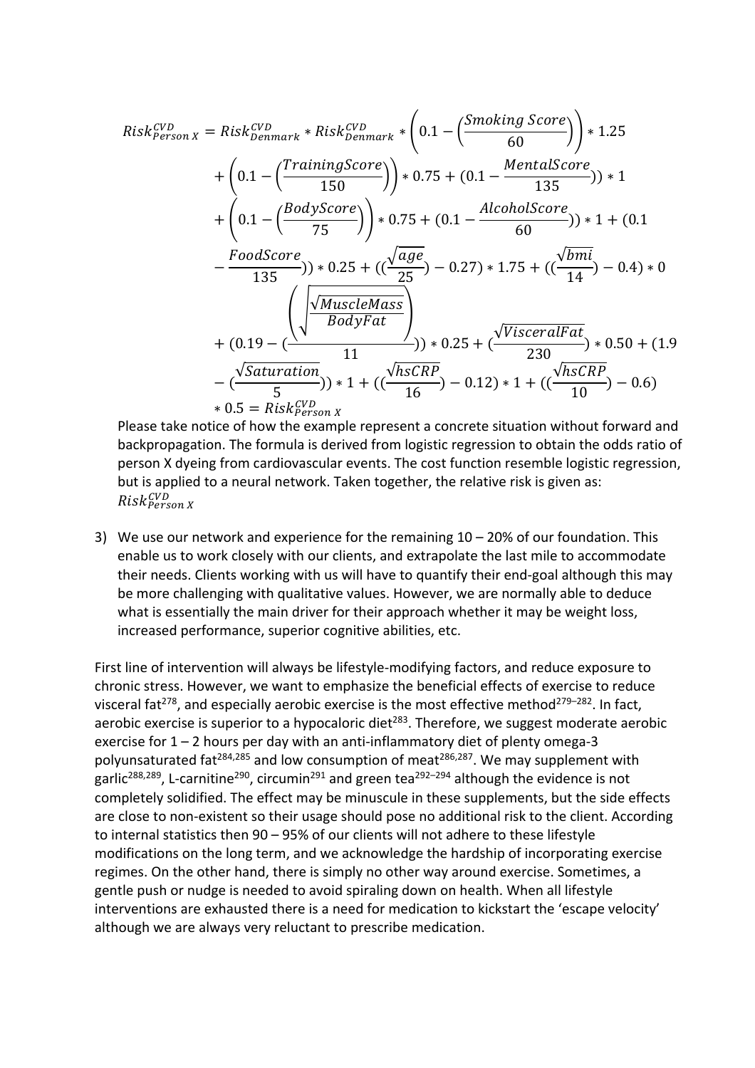$$
\begin{aligned}
Risk_{Person\,X}^{CVD} = {} & Risk_{Denmark}^{CVD} * Risk_{Denmark}^{CVD} * \left(0.1 - \left(\frac{Smoking\ Score}{60}\right)\right) * 1.25 \\
& + \left(0.1 - \left(\frac{TrainingScore}{150}\right)\right) * 0.75 + (0.1 - \frac{MentalScore}{135})) * 1 \\
& + \left(0.1 - \left(\frac{BodyScore}{75}\right)\right) * 0.75 + (0.1 - \frac{AlcoholScore}{60})) * 1 + (0.1 \\
& - \frac{FoodScore}{135})) * 0.25 + ((\frac{\sqrt{age}}{25}) - 0.27) * 1.75 + ((\frac{\sqrt{bmi}}{14}) - 0.4) * 0 \\
& + (0.19 - (\frac{\left(\sqrt{\frac{\sqrt{MuscleMass}}{BodyFat}}\right)}{11})) * 0.25 + (\frac{\sqrt{VisceralFat}}{230}) * 0.50 + (1.9 \\
& - (\frac{\sqrt{Saturation}}{5})) * 1 + ((\frac{\sqrt{hsCRP}}{16}) - 0.12) * 1 + ((\frac{\sqrt{hsCRP}}{10}) - 0.6) \\
& * 0.5 = Risk_{Person\,X}^{CVD}
\end{aligned}
$$

Please take notice of how the example represent a concrete situation without forward and backpropagation. The formula is derived from logistic regression to obtain the odds ratio of person X dyeing from cardiovascular events. The cost function resemble logistic regression, but is applied to a neural network. Taken together, the relative risk is given as: $Risk_{Person\,X}^{CVD}$

3) We use our network and experience for the remaining 10 – 20% of our foundation. This enable us to work closely with our clients, and extrapolate the last mile to accommodate their needs. Clients working with us will have to quantify their end-goal although this may be more challenging with qualitative values. However, we are normally able to deduce what is essentially the main driver for their approach whether it may be weight loss, increased performance, superior cognitive abilities, etc.

First line of intervention will always be lifestyle-modifying factors, and reduce exposure to chronic stress. However, we want to emphasize the beneficial effects of exercise to reduce visceral fat[278], and especially aerobic exercise is the most effective method[279–282]. In fact, aerobic exercise is superior to a hypocaloric diet[283]. Therefore, we suggest moderate aerobic exercise for 1 – 2 hours per day with an anti-inflammatory diet of plenty omega-3 polyunsaturated fat[284,285] and low consumption of meat[286,287]. We may supplement with garlic[288,289], L-carnitine[290], circumin[291] and green tea[292–294] although the evidence is not completely solidified. The effect may be minuscule in these supplements, but the side effects are close to non-existent so their usage should pose no additional risk to the client. According to internal statistics then 90 – 95% of our clients will not adhere to these lifestyle modifications on the long term, and we acknowledge the hardship of incorporating exercise regimes. On the other hand, there is simply no other way around exercise. Sometimes, a gentle push or nudge is needed to avoid spiraling down on health. When all lifestyle interventions are exhausted there is a need for medication to kickstart the 'escape velocity' although we are always very reluctant to prescribe medication.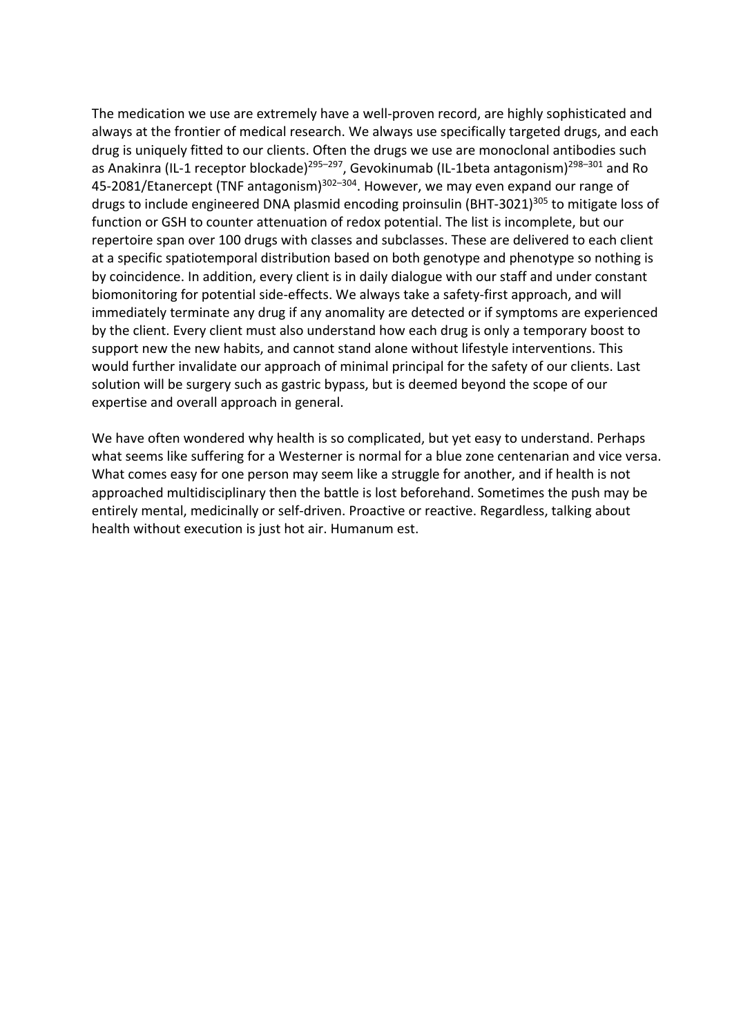The medication we use are extremely have a well-proven record, are highly sophisticated and always at the frontier of medical research. We always use specifically targeted drugs, and each drug is uniquely fitted to our clients. Often the drugs we use are monoclonal antibodies such as Anakinra (IL-1 receptor blockade)[295–297], Gevokinumab (IL-1beta antagonism)[298–301] and Ro 45-2081/Etanercept (TNF antagonism)[302–304]. However, we may even expand our range of drugs to include engineered DNA plasmid encoding proinsulin (BHT-3021)[305] to mitigate loss of function or GSH to counter attenuation of redox potential. The list is incomplete, but our repertoire span over 100 drugs with classes and subclasses. These are delivered to each client at a specific spatiotemporal distribution based on both genotype and phenotype so nothing is by coincidence. In addition, every client is in daily dialogue with our staff and under constant biomonitoring for potential side-effects. We always take a safety-first approach, and will immediately terminate any drug if any anomality are detected or if symptoms are experienced by the client. Every client must also understand how each drug is only a temporary boost to support new the new habits, and cannot stand alone without lifestyle interventions. This would further invalidate our approach of minimal principal for the safety of our clients. Last solution will be surgery such as gastric bypass, but is deemed beyond the scope of our expertise and overall approach in general.

We have often wondered why health is so complicated, but yet easy to understand. Perhaps what seems like suffering for a Westerner is normal for a blue zone centenarian and vice versa. What comes easy for one person may seem like a struggle for another, and if health is not approached multidisciplinary then the battle is lost beforehand. Sometimes the push may be entirely mental, medicinally or self-driven. Proactive or reactive. Regardless, talking about health without execution is just hot air. Humanum est.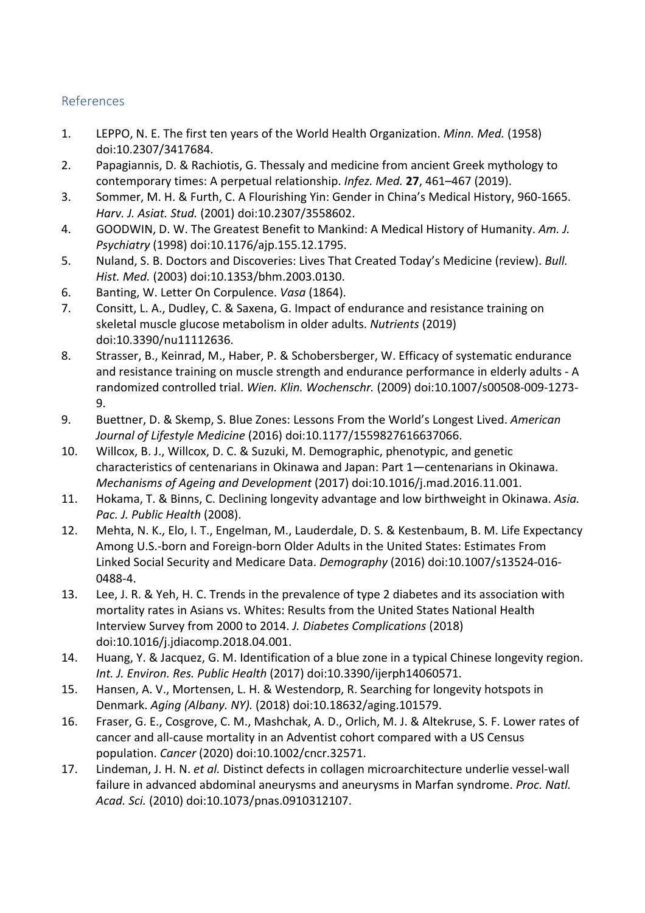## References

1. LEPPO, N. E. The first ten years of the World Health Organization. *Minn. Med.* (1958) doi:10.2307/3417684.
2. Papagiannis, D. & Rachiotis, G. Thessaly and medicine from ancient Greek mythology to contemporary times: A perpetual relationship. *Infez. Med.* **27**, 461–467 (2019).
3. Sommer, M. H. & Furth, C. A Flourishing Yin: Gender in China's Medical History, 960-1665. *Harv. J. Asiat. Stud.* (2001) doi:10.2307/3558602.
4. GOODWIN, D. W. The Greatest Benefit to Mankind: A Medical History of Humanity. *Am. J. Psychiatry* (1998) doi:10.1176/ajp.155.12.1795.
5. Nuland, S. B. Doctors and Discoveries: Lives That Created Today's Medicine (review). *Bull. Hist. Med.* (2003) doi:10.1353/bhm.2003.0130.
6. Banting, W. Letter On Corpulence. *Vasa* (1864).
7. Consitt, L. A., Dudley, C. & Saxena, G. Impact of endurance and resistance training on skeletal muscle glucose metabolism in older adults. *Nutrients* (2019) doi:10.3390/nu11112636.
8. Strasser, B., Keinrad, M., Haber, P. & Schobersberger, W. Efficacy of systematic endurance and resistance training on muscle strength and endurance performance in elderly adults - A randomized controlled trial. *Wien. Klin. Wochenschr.* (2009) doi:10.1007/s00508-009-1273-9.
9. Buettner, D. & Skemp, S. Blue Zones: Lessons From the World's Longest Lived. *American Journal of Lifestyle Medicine* (2016) doi:10.1177/1559827616637066.
10. Willcox, B. J., Willcox, D. C. & Suzuki, M. Demographic, phenotypic, and genetic characteristics of centenarians in Okinawa and Japan: Part 1—centenarians in Okinawa. *Mechanisms of Ageing and Development* (2017) doi:10.1016/j.mad.2016.11.001.
11. Hokama, T. & Binns, C. Declining longevity advantage and low birthweight in Okinawa. *Asia. Pac. J. Public Health* (2008).
12. Mehta, N. K., Elo, I. T., Engelman, M., Lauderdale, D. S. & Kestenbaum, B. M. Life Expectancy Among U.S.-born and Foreign-born Older Adults in the United States: Estimates From Linked Social Security and Medicare Data. *Demography* (2016) doi:10.1007/s13524-016-0488-4.
13. Lee, J. R. & Yeh, H. C. Trends in the prevalence of type 2 diabetes and its association with mortality rates in Asians vs. Whites: Results from the United States National Health Interview Survey from 2000 to 2014. *J. Diabetes Complications* (2018) doi:10.1016/j.jdiacomp.2018.04.001.
14. Huang, Y. & Jacquez, G. M. Identification of a blue zone in a typical Chinese longevity region. *Int. J. Environ. Res. Public Health* (2017) doi:10.3390/ijerph14060571.
15. Hansen, A. V., Mortensen, L. H. & Westendorp, R. Searching for longevity hotspots in Denmark. *Aging (Albany. NY).* (2018) doi:10.18632/aging.101579.
16. Fraser, G. E., Cosgrove, C. M., Mashchak, A. D., Orlich, M. J. & Altekruse, S. F. Lower rates of cancer and all-cause mortality in an Adventist cohort compared with a US Census population. *Cancer* (2020) doi:10.1002/cncr.32571.
17. Lindeman, J. H. N. *et al.* Distinct defects in collagen microarchitecture underlie vessel-wall failure in advanced abdominal aneurysms and aneurysms in Marfan syndrome. *Proc. Natl. Acad. Sci.* (2010) doi:10.1073/pnas.0910312107.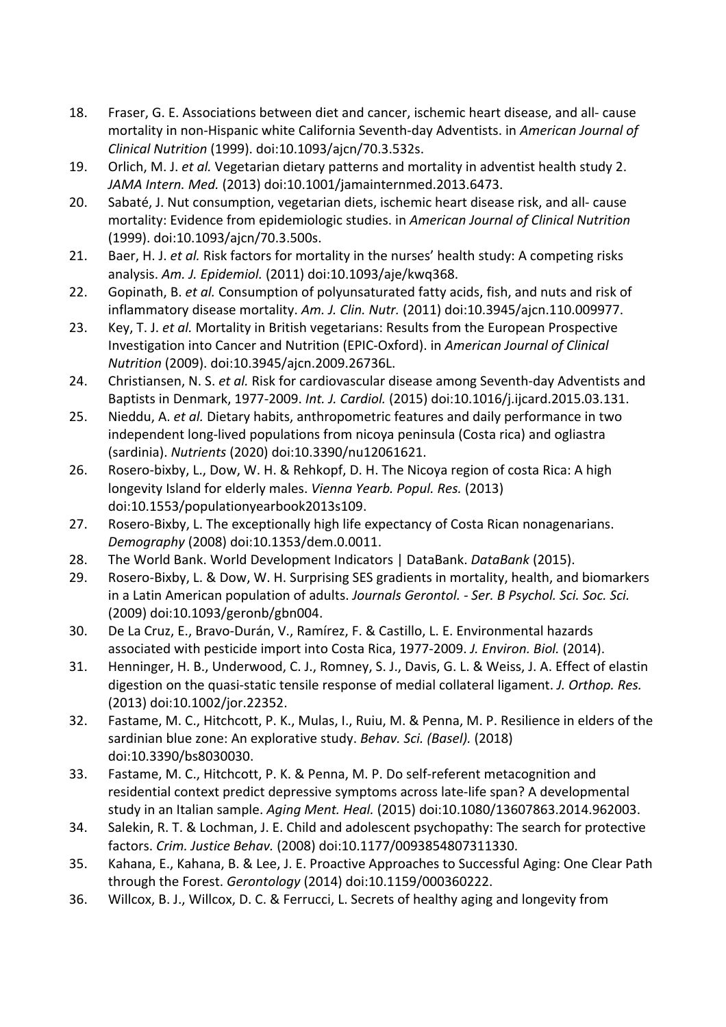18. Fraser, G. E. Associations between diet and cancer, ischemic heart disease, and all- cause mortality in non-Hispanic white California Seventh-day Adventists. in *American Journal of Clinical Nutrition* (1999). doi:10.1093/ajcn/70.3.532s.
19. Orlich, M. J. *et al.* Vegetarian dietary patterns and mortality in adventist health study 2. *JAMA Intern. Med.* (2013) doi:10.1001/jamainternmed.2013.6473.
20. Sabaté, J. Nut consumption, vegetarian diets, ischemic heart disease risk, and all- cause mortality: Evidence from epidemiologic studies. in *American Journal of Clinical Nutrition* (1999). doi:10.1093/ajcn/70.3.500s.
21. Baer, H. J. *et al.* Risk factors for mortality in the nurses' health study: A competing risks analysis. *Am. J. Epidemiol.* (2011) doi:10.1093/aje/kwq368.
22. Gopinath, B. *et al.* Consumption of polyunsaturated fatty acids, fish, and nuts and risk of inflammatory disease mortality. *Am. J. Clin. Nutr.* (2011) doi:10.3945/ajcn.110.009977.
23. Key, T. J. *et al.* Mortality in British vegetarians: Results from the European Prospective Investigation into Cancer and Nutrition (EPIC-Oxford). in *American Journal of Clinical Nutrition* (2009). doi:10.3945/ajcn.2009.26736L.
24. Christiansen, N. S. *et al.* Risk for cardiovascular disease among Seventh-day Adventists and Baptists in Denmark, 1977-2009. *Int. J. Cardiol.* (2015) doi:10.1016/j.ijcard.2015.03.131.
25. Nieddu, A. *et al.* Dietary habits, anthropometric features and daily performance in two independent long-lived populations from nicoya peninsula (Costa rica) and ogliastra (sardinia). *Nutrients* (2020) doi:10.3390/nu12061621.
26. Rosero-bixby, L., Dow, W. H. & Rehkopf, D. H. The Nicoya region of costa Rica: A high longevity Island for elderly males. *Vienna Yearb. Popul. Res.* (2013) doi:10.1553/populationyearbook2013s109.
27. Rosero-Bixby, L. The exceptionally high life expectancy of Costa Rican nonagenarians. *Demography* (2008) doi:10.1353/dem.0.0011.
28. The World Bank. World Development Indicators | DataBank. *DataBank* (2015).
29. Rosero-Bixby, L. & Dow, W. H. Surprising SES gradients in mortality, health, and biomarkers in a Latin American population of adults. *Journals Gerontol. - Ser. B Psychol. Sci. Soc. Sci.* (2009) doi:10.1093/geronb/gbn004.
30. De La Cruz, E., Bravo-Durán, V., Ramírez, F. & Castillo, L. E. Environmental hazards associated with pesticide import into Costa Rica, 1977-2009. *J. Environ. Biol.* (2014).
31. Henninger, H. B., Underwood, C. J., Romney, S. J., Davis, G. L. & Weiss, J. A. Effect of elastin digestion on the quasi-static tensile response of medial collateral ligament. *J. Orthop. Res.* (2013) doi:10.1002/jor.22352.
32. Fastame, M. C., Hitchcott, P. K., Mulas, I., Ruiu, M. & Penna, M. P. Resilience in elders of the sardinian blue zone: An explorative study. *Behav. Sci. (Basel).* (2018) doi:10.3390/bs8030030.
33. Fastame, M. C., Hitchcott, P. K. & Penna, M. P. Do self-referent metacognition and residential context predict depressive symptoms across late-life span? A developmental study in an Italian sample. *Aging Ment. Heal.* (2015) doi:10.1080/13607863.2014.962003.
34. Salekin, R. T. & Lochman, J. E. Child and adolescent psychopathy: The search for protective factors. *Crim. Justice Behav.* (2008) doi:10.1177/0093854807311330.
35. Kahana, E., Kahana, B. & Lee, J. E. Proactive Approaches to Successful Aging: One Clear Path through the Forest. *Gerontology* (2014) doi:10.1159/000360222.
36. Willcox, B. J., Willcox, D. C. & Ferrucci, L. Secrets of healthy aging and longevity from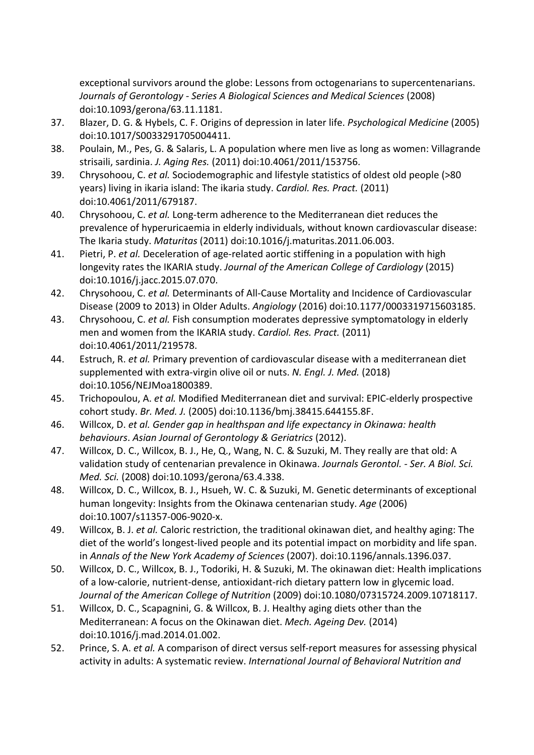exceptional survivors around the globe: Lessons from octogenarians to supercentenarians. *Journals of Gerontology - Series A Biological Sciences and Medical Sciences* (2008) doi:10.1093/gerona/63.11.1181.

37. Blazer, D. G. & Hybels, C. F. Origins of depression in later life. *Psychological Medicine* (2005) doi:10.1017/S0033291705004411.
38. Poulain, M., Pes, G. & Salaris, L. A population where men live as long as women: Villagrande strisaili, sardinia. *J. Aging Res.* (2011) doi:10.4061/2011/153756.
39. Chrysohoou, C. *et al.* Sociodemographic and lifestyle statistics of oldest old people (>80 years) living in ikaria island: The ikaria study. *Cardiol. Res. Pract.* (2011) doi:10.4061/2011/679187.
40. Chrysohoou, C. *et al.* Long-term adherence to the Mediterranean diet reduces the prevalence of hyperuricaemia in elderly individuals, without known cardiovascular disease: The Ikaria study. *Maturitas* (2011) doi:10.1016/j.maturitas.2011.06.003.
41. Pietri, P. *et al.* Deceleration of age-related aortic stiffening in a population with high longevity rates the IKARIA study. *Journal of the American College of Cardiology* (2015) doi:10.1016/j.jacc.2015.07.070.
42. Chrysohoou, C. *et al.* Determinants of All-Cause Mortality and Incidence of Cardiovascular Disease (2009 to 2013) in Older Adults. *Angiology* (2016) doi:10.1177/0003319715603185.
43. Chrysohoou, C. *et al.* Fish consumption moderates depressive symptomatology in elderly men and women from the IKARIA study. *Cardiol. Res. Pract.* (2011) doi:10.4061/2011/219578.
44. Estruch, R. *et al.* Primary prevention of cardiovascular disease with a mediterranean diet supplemented with extra-virgin olive oil or nuts. *N. Engl. J. Med.* (2018) doi:10.1056/NEJMoa1800389.
45. Trichopoulou, A. *et al.* Modified Mediterranean diet and survival: EPIC-elderly prospective cohort study. *Br. Med. J.* (2005) doi:10.1136/bmj.38415.644155.8F.
46. Willcox, D. *et al. Gender gap in healthspan and life expectancy in Okinawa: health behaviours*. *Asian Journal of Gerontology & Geriatrics* (2012).
47. Willcox, D. C., Willcox, B. J., He, Q., Wang, N. C. & Suzuki, M. They really are that old: A validation study of centenarian prevalence in Okinawa. *Journals Gerontol. - Ser. A Biol. Sci. Med. Sci.* (2008) doi:10.1093/gerona/63.4.338.
48. Willcox, D. C., Willcox, B. J., Hsueh, W. C. & Suzuki, M. Genetic determinants of exceptional human longevity: Insights from the Okinawa centenarian study. *Age* (2006) doi:10.1007/s11357-006-9020-x.
49. Willcox, B. J. *et al.* Caloric restriction, the traditional okinawan diet, and healthy aging: The diet of the world's longest-lived people and its potential impact on morbidity and life span. in *Annals of the New York Academy of Sciences* (2007). doi:10.1196/annals.1396.037.
50. Willcox, D. C., Willcox, B. J., Todoriki, H. & Suzuki, M. The okinawan diet: Health implications of a low-calorie, nutrient-dense, antioxidant-rich dietary pattern low in glycemic load. *Journal of the American College of Nutrition* (2009) doi:10.1080/07315724.2009.10718117.
51. Willcox, D. C., Scapagnini, G. & Willcox, B. J. Healthy aging diets other than the Mediterranean: A focus on the Okinawan diet. *Mech. Ageing Dev.* (2014) doi:10.1016/j.mad.2014.01.002.
52. Prince, S. A. *et al.* A comparison of direct versus self-report measures for assessing physical activity in adults: A systematic review. *International Journal of Behavioral Nutrition and*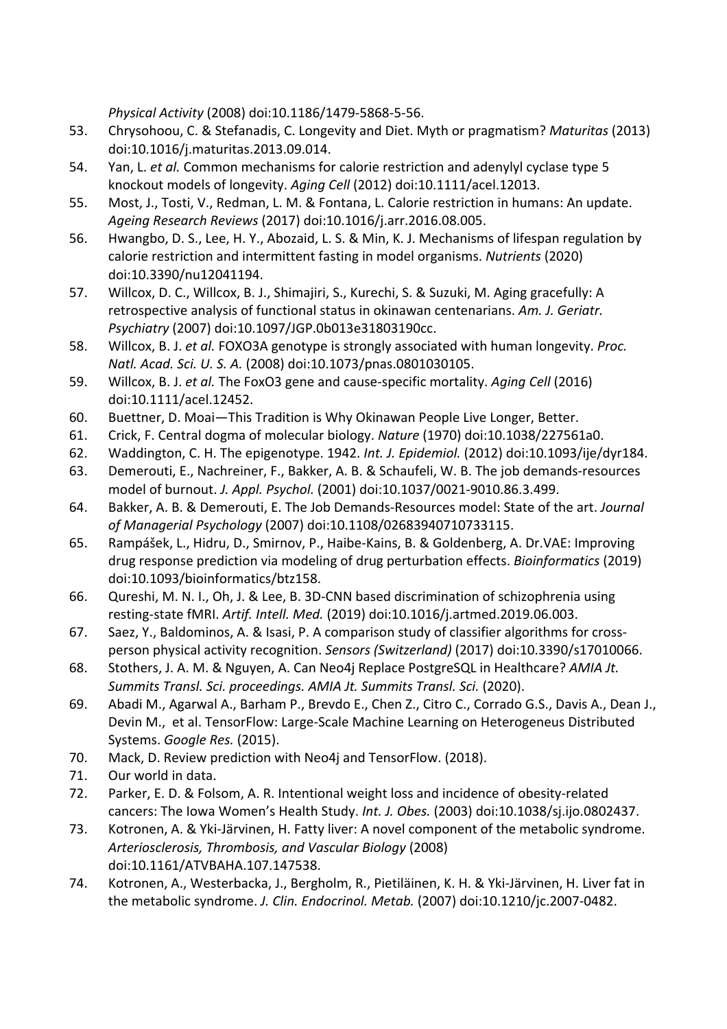*Physical Activity* (2008) doi:10.1186/1479-5868-5-56.

53. Chrysohoou, C. & Stefanadis, C. Longevity and Diet. Myth or pragmatism? *Maturitas* (2013) doi:10.1016/j.maturitas.2013.09.014.
54. Yan, L. *et al.* Common mechanisms for calorie restriction and adenylyl cyclase type 5 knockout models of longevity. *Aging Cell* (2012) doi:10.1111/acel.12013.
55. Most, J., Tosti, V., Redman, L. M. & Fontana, L. Calorie restriction in humans: An update. *Ageing Research Reviews* (2017) doi:10.1016/j.arr.2016.08.005.
56. Hwangbo, D. S., Lee, H. Y., Abozaid, L. S. & Min, K. J. Mechanisms of lifespan regulation by calorie restriction and intermittent fasting in model organisms. *Nutrients* (2020) doi:10.3390/nu12041194.
57. Willcox, D. C., Willcox, B. J., Shimajiri, S., Kurechi, S. & Suzuki, M. Aging gracefully: A retrospective analysis of functional status in okinawan centenarians. *Am. J. Geriatr. Psychiatry* (2007) doi:10.1097/JGP.0b013e31803190cc.
58. Willcox, B. J. *et al.* FOXO3A genotype is strongly associated with human longevity. *Proc. Natl. Acad. Sci. U. S. A.* (2008) doi:10.1073/pnas.0801030105.
59. Willcox, B. J. *et al.* The FoxO3 gene and cause-specific mortality. *Aging Cell* (2016) doi:10.1111/acel.12452.
60. Buettner, D. Moai—This Tradition is Why Okinawan People Live Longer, Better.
61. Crick, F. Central dogma of molecular biology. *Nature* (1970) doi:10.1038/227561a0.
62. Waddington, C. H. The epigenotype. 1942. *Int. J. Epidemiol.* (2012) doi:10.1093/ije/dyr184.
63. Demerouti, E., Nachreiner, F., Bakker, A. B. & Schaufeli, W. B. The job demands-resources model of burnout. *J. Appl. Psychol.* (2001) doi:10.1037/0021-9010.86.3.499.
64. Bakker, A. B. & Demerouti, E. The Job Demands-Resources model: State of the art. *Journal of Managerial Psychology* (2007) doi:10.1108/02683940710733115.
65. Rampášek, L., Hidru, D., Smirnov, P., Haibe-Kains, B. & Goldenberg, A. Dr.VAE: Improving drug response prediction via modeling of drug perturbation effects. *Bioinformatics* (2019) doi:10.1093/bioinformatics/btz158.
66. Qureshi, M. N. I., Oh, J. & Lee, B. 3D-CNN based discrimination of schizophrenia using resting-state fMRI. *Artif. Intell. Med.* (2019) doi:10.1016/j.artmed.2019.06.003.
67. Saez, Y., Baldominos, A. & Isasi, P. A comparison study of classifier algorithms for cross-person physical activity recognition. *Sensors (Switzerland)* (2017) doi:10.3390/s17010066.
68. Stothers, J. A. M. & Nguyen, A. Can Neo4j Replace PostgreSQL in Healthcare? *AMIA Jt. Summits Transl. Sci. proceedings. AMIA Jt. Summits Transl. Sci.* (2020).
69. Abadi M., Agarwal A., Barham P., Brevdo E., Chen Z., Citro C., Corrado G.S., Davis A., Dean J., Devin M., et al. TensorFlow: Large-Scale Machine Learning on Heterogeneous Distributed Systems. *Google Res.* (2015).
70. Mack, D. Review prediction with Neo4j and TensorFlow. (2018).
71. Our world in data.
72. Parker, E. D. & Folsom, A. R. Intentional weight loss and incidence of obesity-related cancers: The Iowa Women's Health Study. *Int. J. Obes.* (2003) doi:10.1038/sj.ijo.0802437.
73. Kotronen, A. & Yki-Järvinen, H. Fatty liver: A novel component of the metabolic syndrome. *Arteriosclerosis, Thrombosis, and Vascular Biology* (2008) doi:10.1161/ATVBAHA.107.147538.
74. Kotronen, A., Westerbacka, J., Bergholm, R., Pietiläinen, K. H. & Yki-Järvinen, H. Liver fat in the metabolic syndrome. *J. Clin. Endocrinol. Metab.* (2007) doi:10.1210/jc.2007-0482.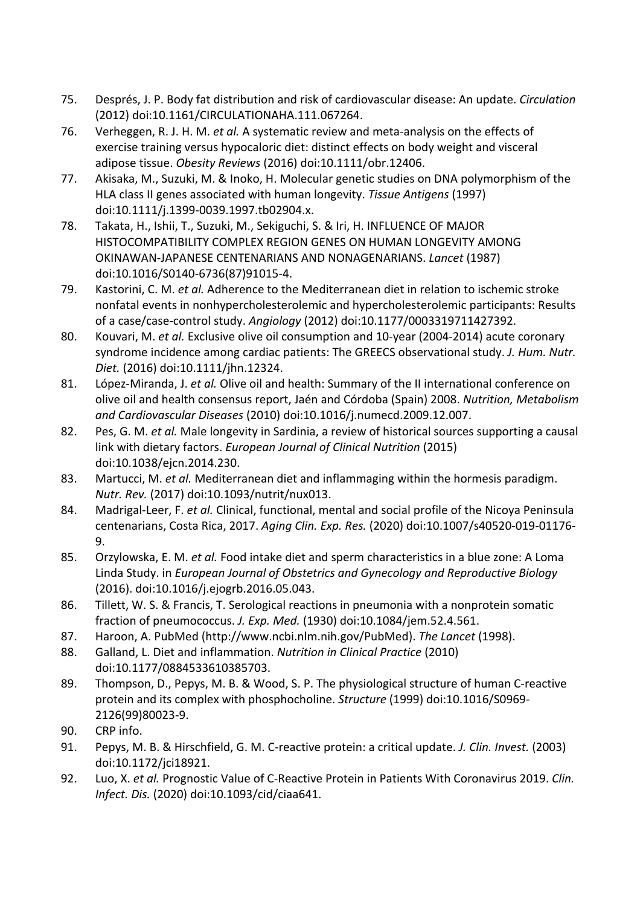75. Després, J. P. Body fat distribution and risk of cardiovascular disease: An update. *Circulation* (2012) doi:10.1161/CIRCULATIONAHA.111.067264.
76. Verheggen, R. J. H. M. *et al.* A systematic review and meta-analysis on the effects of exercise training versus hypocaloric diet: distinct effects on body weight and visceral adipose tissue. *Obesity Reviews* (2016) doi:10.1111/obr.12406.
77. Akisaka, M., Suzuki, M. & Inoko, H. Molecular genetic studies on DNA polymorphism of the HLA class II genes associated with human longevity. *Tissue Antigens* (1997) doi:10.1111/j.1399-0039.1997.tb02904.x.
78. Takata, H., Ishii, T., Suzuki, M., Sekiguchi, S. & Iri, H. INFLUENCE OF MAJOR HISTOCOMPATIBILITY COMPLEX REGION GENES ON HUMAN LONGEVITY AMONG OKINAWAN-JAPANESE CENTENARIANS AND NONAGENARIANS. *Lancet* (1987) doi:10.1016/S0140-6736(87)91015-4.
79. Kastorini, C. M. *et al.* Adherence to the Mediterranean diet in relation to ischemic stroke nonfatal events in nonhypercholesterolemic and hypercholesterolemic participants: Results of a case/case-control study. *Angiology* (2012) doi:10.1177/0003319711427392.
80. Kouvari, M. *et al.* Exclusive olive oil consumption and 10-year (2004-2014) acute coronary syndrome incidence among cardiac patients: The GREECS observational study. *J. Hum. Nutr. Diet.* (2016) doi:10.1111/jhn.12324.
81. López-Miranda, J. *et al.* Olive oil and health: Summary of the II international conference on olive oil and health consensus report, Jaén and Córdoba (Spain) 2008. *Nutrition, Metabolism and Cardiovascular Diseases* (2010) doi:10.1016/j.numecd.2009.12.007.
82. Pes, G. M. *et al.* Male longevity in Sardinia, a review of historical sources supporting a causal link with dietary factors. *European Journal of Clinical Nutrition* (2015) doi:10.1038/ejcn.2014.230.
83. Martucci, M. *et al.* Mediterranean diet and inflammaging within the hormesis paradigm. *Nutr. Rev.* (2017) doi:10.1093/nutrit/nux013.
84. Madrigal-Leer, F. *et al.* Clinical, functional, mental and social profile of the Nicoya Peninsula centenarians, Costa Rica, 2017. *Aging Clin. Exp. Res.* (2020) doi:10.1007/s40520-019-01176-9.
85. Orzylowska, E. M. *et al.* Food intake diet and sperm characteristics in a blue zone: A Loma Linda Study. in *European Journal of Obstetrics and Gynecology and Reproductive Biology* (2016). doi:10.1016/j.ejogrb.2016.05.043.
86. Tillett, W. S. & Francis, T. Serological reactions in pneumonia with a nonprotein somatic fraction of pneumococcus. *J. Exp. Med.* (1930) doi:10.1084/jem.52.4.561.
87. Haroon, A. PubMed (http://www.ncbi.nlm.nih.gov/PubMed). *The Lancet* (1998).
88. Galland, L. Diet and inflammation. *Nutrition in Clinical Practice* (2010) doi:10.1177/0884533610385703.
89. Thompson, D., Pepys, M. B. & Wood, S. P. The physiological structure of human C-reactive protein and its complex with phosphocholine. *Structure* (1999) doi:10.1016/S0969-2126(99)80023-9.
90. CRP info.
91. Pepys, M. B. & Hirschfield, G. M. C-reactive protein: a critical update. *J. Clin. Invest.* (2003) doi:10.1172/jci18921.
92. Luo, X. *et al.* Prognostic Value of C-Reactive Protein in Patients With Coronavirus 2019. *Clin. Infect. Dis.* (2020) doi:10.1093/cid/ciaa641.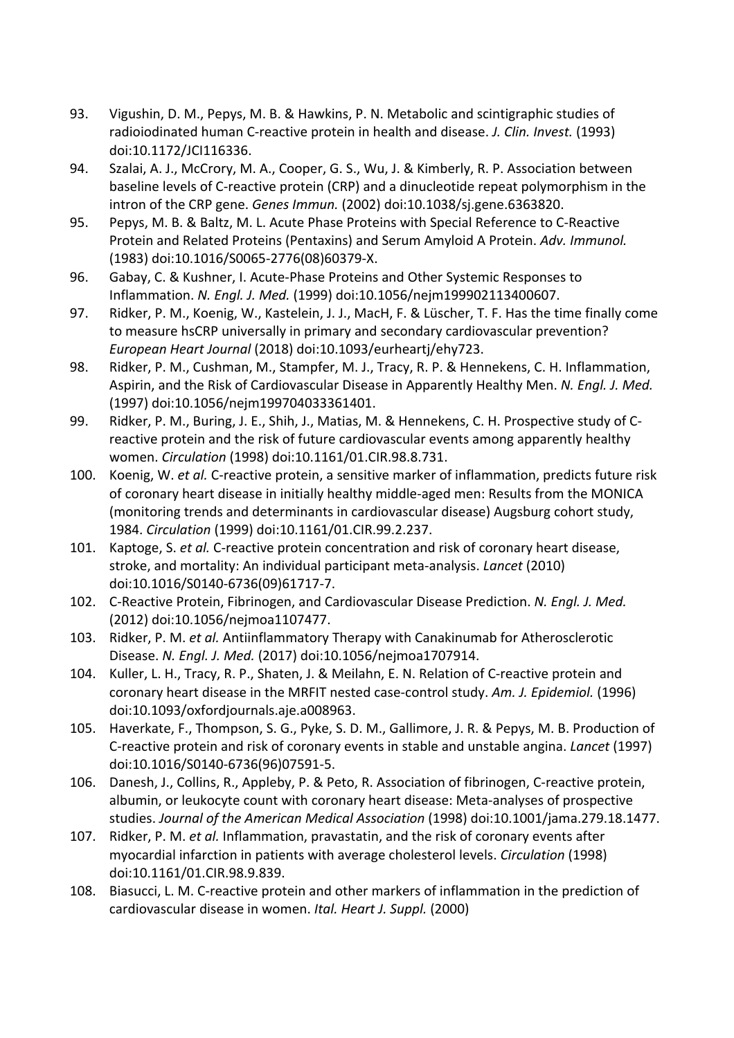93. Vigushin, D. M., Pepys, M. B. & Hawkins, P. N. Metabolic and scintigraphic studies of radioiodinated human C-reactive protein in health and disease. *J. Clin. Invest.* (1993) doi:10.1172/JCI116336.
94. Szalai, A. J., McCrory, M. A., Cooper, G. S., Wu, J. & Kimberly, R. P. Association between baseline levels of C-reactive protein (CRP) and a dinucleotide repeat polymorphism in the intron of the CRP gene. *Genes Immun.* (2002) doi:10.1038/sj.gene.6363820.
95. Pepys, M. B. & Baltz, M. L. Acute Phase Proteins with Special Reference to C-Reactive Protein and Related Proteins (Pentaxins) and Serum Amyloid A Protein. *Adv. Immunol.* (1983) doi:10.1016/S0065-2776(08)60379-X.
96. Gabay, C. & Kushner, I. Acute-Phase Proteins and Other Systemic Responses to Inflammation. *N. Engl. J. Med.* (1999) doi:10.1056/nejm199902113400607.
97. Ridker, P. M., Koenig, W., Kastelein, J. J., MacH, F. & Lüscher, T. F. Has the time finally come to measure hsCRP universally in primary and secondary cardiovascular prevention? *European Heart Journal* (2018) doi:10.1093/eurheartj/ehy723.
98. Ridker, P. M., Cushman, M., Stampfer, M. J., Tracy, R. P. & Hennekens, C. H. Inflammation, Aspirin, and the Risk of Cardiovascular Disease in Apparently Healthy Men. *N. Engl. J. Med.* (1997) doi:10.1056/nejm199704033361401.
99. Ridker, P. M., Buring, J. E., Shih, J., Matias, M. & Hennekens, C. H. Prospective study of C-reactive protein and the risk of future cardiovascular events among apparently healthy women. *Circulation* (1998) doi:10.1161/01.CIR.98.8.731.
100. Koenig, W. *et al.* C-reactive protein, a sensitive marker of inflammation, predicts future risk of coronary heart disease in initially healthy middle-aged men: Results from the MONICA (monitoring trends and determinants in cardiovascular disease) Augsburg cohort study, 1984. *Circulation* (1999) doi:10.1161/01.CIR.99.2.237.
101. Kaptoge, S. *et al.* C-reactive protein concentration and risk of coronary heart disease, stroke, and mortality: An individual participant meta-analysis. *Lancet* (2010) doi:10.1016/S0140-6736(09)61717-7.
102. C-Reactive Protein, Fibrinogen, and Cardiovascular Disease Prediction. *N. Engl. J. Med.* (2012) doi:10.1056/nejmoa1107477.
103. Ridker, P. M. *et al.* Antiinflammatory Therapy with Canakinumab for Atherosclerotic Disease. *N. Engl. J. Med.* (2017) doi:10.1056/nejmoa1707914.
104. Kuller, L. H., Tracy, R. P., Shaten, J. & Meilahn, E. N. Relation of C-reactive protein and coronary heart disease in the MRFIT nested case-control study. *Am. J. Epidemiol.* (1996) doi:10.1093/oxfordjournals.aje.a008963.
105. Haverkate, F., Thompson, S. G., Pyke, S. D. M., Gallimore, J. R. & Pepys, M. B. Production of C-reactive protein and risk of coronary events in stable and unstable angina. *Lancet* (1997) doi:10.1016/S0140-6736(96)07591-5.
106. Danesh, J., Collins, R., Appleby, P. & Peto, R. Association of fibrinogen, C-reactive protein, albumin, or leukocyte count with coronary heart disease: Meta-analyses of prospective studies. *Journal of the American Medical Association* (1998) doi:10.1001/jama.279.18.1477.
107. Ridker, P. M. *et al.* Inflammation, pravastatin, and the risk of coronary events after myocardial infarction in patients with average cholesterol levels. *Circulation* (1998) doi:10.1161/01.CIR.98.9.839.
108. Biasucci, L. M. C-reactive protein and other markers of inflammation in the prediction of cardiovascular disease in women. *Ital. Heart J. Suppl.* (2000)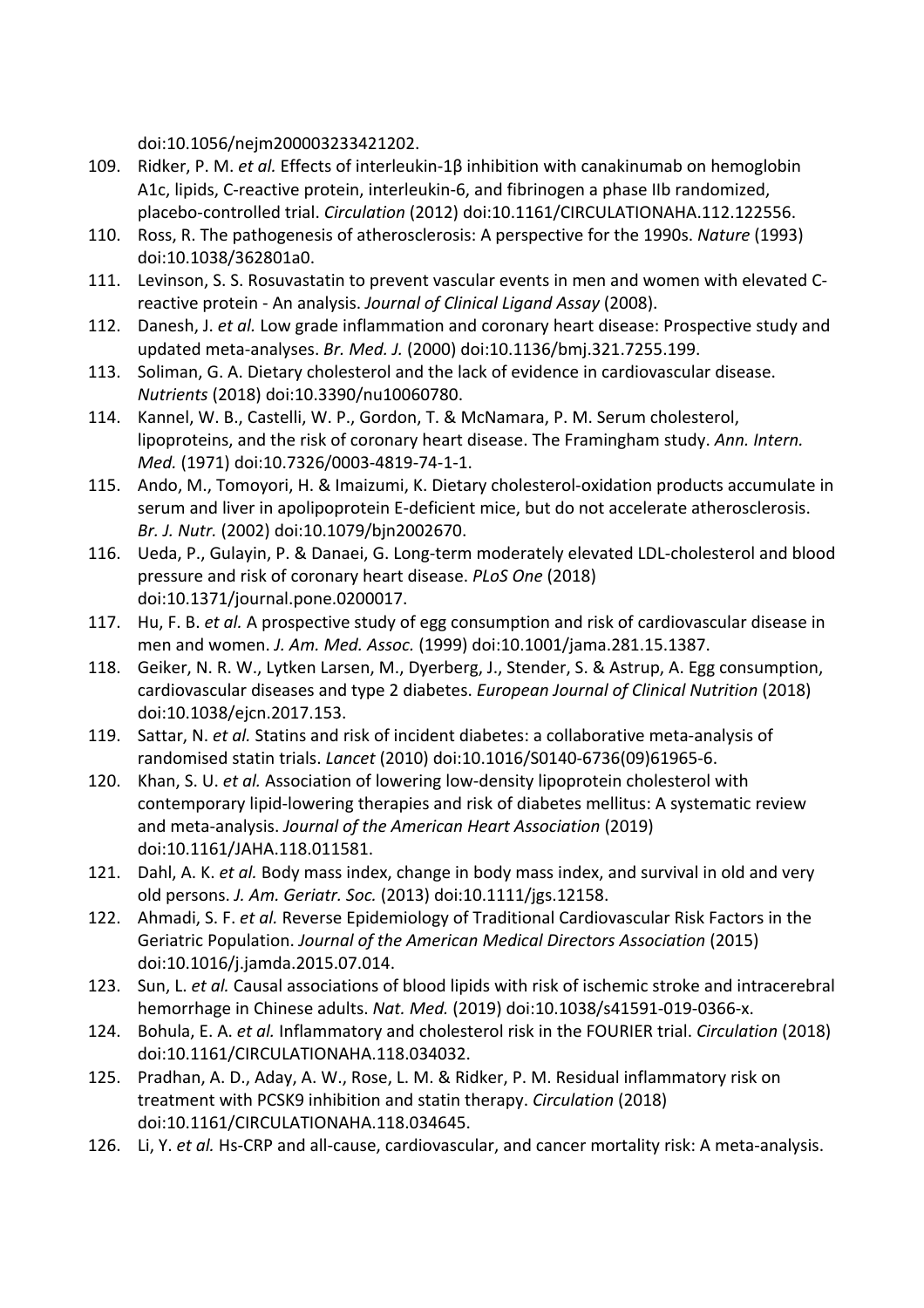doi:10.1056/nejm200003233421202.

109. Ridker, P. M. *et al.* Effects of interleukin-1β inhibition with canakinumab on hemoglobin A1c, lipids, C-reactive protein, interleukin-6, and fibrinogen a phase IIb randomized, placebo-controlled trial. *Circulation* (2012) doi:10.1161/CIRCULATIONAHA.112.122556.
110. Ross, R. The pathogenesis of atherosclerosis: A perspective for the 1990s. *Nature* (1993) doi:10.1038/362801a0.
111. Levinson, S. S. Rosuvastatin to prevent vascular events in men and women with elevated C-reactive protein - An analysis. *Journal of Clinical Ligand Assay* (2008).
112. Danesh, J. *et al.* Low grade inflammation and coronary heart disease: Prospective study and updated meta-analyses. *Br. Med. J.* (2000) doi:10.1136/bmj.321.7255.199.
113. Soliman, G. A. Dietary cholesterol and the lack of evidence in cardiovascular disease. *Nutrients* (2018) doi:10.3390/nu10060780.
114. Kannel, W. B., Castelli, W. P., Gordon, T. & McNamara, P. M. Serum cholesterol, lipoproteins, and the risk of coronary heart disease. The Framingham study. *Ann. Intern. Med.* (1971) doi:10.7326/0003-4819-74-1-1.
115. Ando, M., Tomoyori, H. & Imaizumi, K. Dietary cholesterol-oxidation products accumulate in serum and liver in apolipoprotein E-deficient mice, but do not accelerate atherosclerosis. *Br. J. Nutr.* (2002) doi:10.1079/bjn2002670.
116. Ueda, P., Gulayin, P. & Danaei, G. Long-term moderately elevated LDL-cholesterol and blood pressure and risk of coronary heart disease. *PLoS One* (2018) doi:10.1371/journal.pone.0200017.
117. Hu, F. B. *et al.* A prospective study of egg consumption and risk of cardiovascular disease in men and women. *J. Am. Med. Assoc.* (1999) doi:10.1001/jama.281.15.1387.
118. Geiker, N. R. W., Lytken Larsen, M., Dyerberg, J., Stender, S. & Astrup, A. Egg consumption, cardiovascular diseases and type 2 diabetes. *European Journal of Clinical Nutrition* (2018) doi:10.1038/ejcn.2017.153.
119. Sattar, N. *et al.* Statins and risk of incident diabetes: a collaborative meta-analysis of randomised statin trials. *Lancet* (2010) doi:10.1016/S0140-6736(09)61965-6.
120. Khan, S. U. *et al.* Association of lowering low-density lipoprotein cholesterol with contemporary lipid-lowering therapies and risk of diabetes mellitus: A systematic review and meta-analysis. *Journal of the American Heart Association* (2019) doi:10.1161/JAHA.118.011581.
121. Dahl, A. K. *et al.* Body mass index, change in body mass index, and survival in old and very old persons. *J. Am. Geriatr. Soc.* (2013) doi:10.1111/jgs.12158.
122. Ahmadi, S. F. *et al.* Reverse Epidemiology of Traditional Cardiovascular Risk Factors in the Geriatric Population. *Journal of the American Medical Directors Association* (2015) doi:10.1016/j.jamda.2015.07.014.
123. Sun, L. *et al.* Causal associations of blood lipids with risk of ischemic stroke and intracerebral hemorrhage in Chinese adults. *Nat. Med.* (2019) doi:10.1038/s41591-019-0366-x.
124. Bohula, E. A. *et al.* Inflammatory and cholesterol risk in the FOURIER trial. *Circulation* (2018) doi:10.1161/CIRCULATIONAHA.118.034032.
125. Pradhan, A. D., Aday, A. W., Rose, L. M. & Ridker, P. M. Residual inflammatory risk on treatment with PCSK9 inhibition and statin therapy. *Circulation* (2018) doi:10.1161/CIRCULATIONAHA.118.034645.
126. Li, Y. *et al.* Hs-CRP and all-cause, cardiovascular, and cancer mortality risk: A meta-analysis.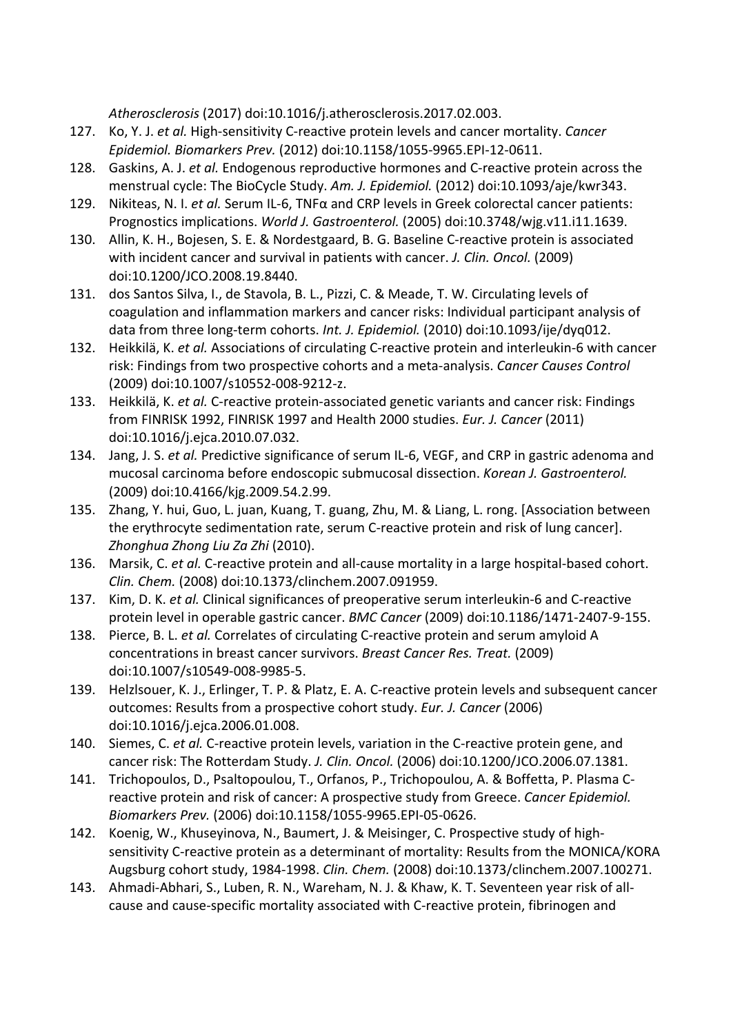*Atherosclerosis* (2017) doi:10.1016/j.atherosclerosis.2017.02.003.

127. Ko, Y. J. *et al.* High-sensitivity C-reactive protein levels and cancer mortality. *Cancer Epidemiol. Biomarkers Prev.* (2012) doi:10.1158/1055-9965.EPI-12-0611.
128. Gaskins, A. J. *et al.* Endogenous reproductive hormones and C-reactive protein across the menstrual cycle: The BioCycle Study. *Am. J. Epidemiol.* (2012) doi:10.1093/aje/kwr343.
129. Nikiteas, N. I. *et al.* Serum IL-6, TNFα and CRP levels in Greek colorectal cancer patients: Prognostics implications. *World J. Gastroenterol.* (2005) doi:10.3748/wjg.v11.i11.1639.
130. Allin, K. H., Bojesen, S. E. & Nordestgaard, B. G. Baseline C-reactive protein is associated with incident cancer and survival in patients with cancer. *J. Clin. Oncol.* (2009) doi:10.1200/JCO.2008.19.8440.
131. dos Santos Silva, I., de Stavola, B. L., Pizzi, C. & Meade, T. W. Circulating levels of coagulation and inflammation markers and cancer risks: Individual participant analysis of data from three long-term cohorts. *Int. J. Epidemiol.* (2010) doi:10.1093/ije/dyq012.
132. Heikkilä, K. *et al.* Associations of circulating C-reactive protein and interleukin-6 with cancer risk: Findings from two prospective cohorts and a meta-analysis. *Cancer Causes Control* (2009) doi:10.1007/s10552-008-9212-z.
133. Heikkilä, K. *et al.* C-reactive protein-associated genetic variants and cancer risk: Findings from FINRISK 1992, FINRISK 1997 and Health 2000 studies. *Eur. J. Cancer* (2011) doi:10.1016/j.ejca.2010.07.032.
134. Jang, J. S. *et al.* Predictive significance of serum IL-6, VEGF, and CRP in gastric adenoma and mucosal carcinoma before endoscopic submucosal dissection. *Korean J. Gastroenterol.* (2009) doi:10.4166/kjg.2009.54.2.99.
135. Zhang, Y. hui, Guo, L. juan, Kuang, T. guang, Zhu, M. & Liang, L. rong. [Association between the erythrocyte sedimentation rate, serum C-reactive protein and risk of lung cancer]. *Zhonghua Zhong Liu Za Zhi* (2010).
136. Marsik, C. *et al.* C-reactive protein and all-cause mortality in a large hospital-based cohort. *Clin. Chem.* (2008) doi:10.1373/clinchem.2007.091959.
137. Kim, D. K. *et al.* Clinical significances of preoperative serum interleukin-6 and C-reactive protein level in operable gastric cancer. *BMC Cancer* (2009) doi:10.1186/1471-2407-9-155.
138. Pierce, B. L. *et al.* Correlates of circulating C-reactive protein and serum amyloid A concentrations in breast cancer survivors. *Breast Cancer Res. Treat.* (2009) doi:10.1007/s10549-008-9985-5.
139. Helzlsouer, K. J., Erlinger, T. P. & Platz, E. A. C-reactive protein levels and subsequent cancer outcomes: Results from a prospective cohort study. *Eur. J. Cancer* (2006) doi:10.1016/j.ejca.2006.01.008.
140. Siemes, C. *et al.* C-reactive protein levels, variation in the C-reactive protein gene, and cancer risk: The Rotterdam Study. *J. Clin. Oncol.* (2006) doi:10.1200/JCO.2006.07.1381.
141. Trichopoulos, D., Psaltopoulou, T., Orfanos, P., Trichopoulou, A. & Boffetta, P. Plasma C-reactive protein and risk of cancer: A prospective study from Greece. *Cancer Epidemiol. Biomarkers Prev.* (2006) doi:10.1158/1055-9965.EPI-05-0626.
142. Koenig, W., Khuseyinova, N., Baumert, J. & Meisinger, C. Prospective study of high-sensitivity C-reactive protein as a determinant of mortality: Results from the MONICA/KORA Augsburg cohort study, 1984-1998. *Clin. Chem.* (2008) doi:10.1373/clinchem.2007.100271.
143. Ahmadi-Abhari, S., Luben, R. N., Wareham, N. J. & Khaw, K. T. Seventeen year risk of all-cause and cause-specific mortality associated with C-reactive protein, fibrinogen and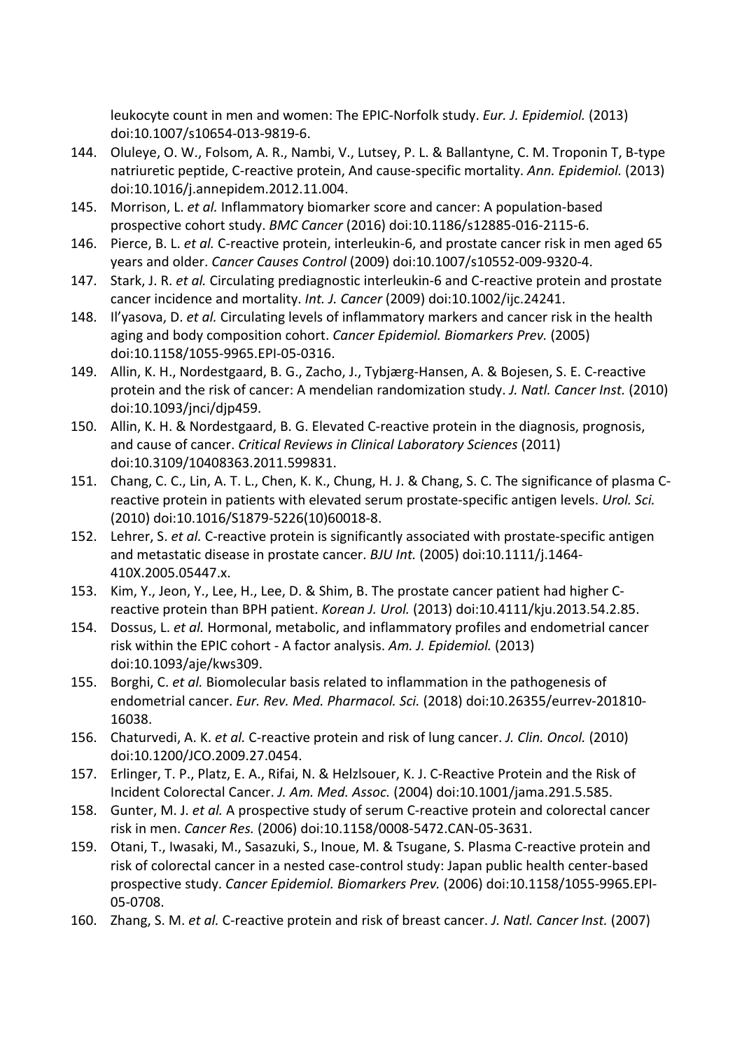leukocyte count in men and women: The EPIC-Norfolk study. *Eur. J. Epidemiol.* (2013) doi:10.1007/s10654-013-9819-6.

144. Oluleye, O. W., Folsom, A. R., Nambi, V., Lutsey, P. L. & Ballantyne, C. M. Troponin T, B-type natriuretic peptide, C-reactive protein, And cause-specific mortality. *Ann. Epidemiol.* (2013) doi:10.1016/j.annepidem.2012.11.004.
145. Morrison, L. *et al.* Inflammatory biomarker score and cancer: A population-based prospective cohort study. *BMC Cancer* (2016) doi:10.1186/s12885-016-2115-6.
146. Pierce, B. L. *et al.* C-reactive protein, interleukin-6, and prostate cancer risk in men aged 65 years and older. *Cancer Causes Control* (2009) doi:10.1007/s10552-009-9320-4.
147. Stark, J. R. *et al.* Circulating prediagnostic interleukin-6 and C-reactive protein and prostate cancer incidence and mortality. *Int. J. Cancer* (2009) doi:10.1002/ijc.24241.
148. Il'yasova, D. *et al.* Circulating levels of inflammatory markers and cancer risk in the health aging and body composition cohort. *Cancer Epidemiol. Biomarkers Prev.* (2005) doi:10.1158/1055-9965.EPI-05-0316.
149. Allin, K. H., Nordestgaard, B. G., Zacho, J., Tybjærg-Hansen, A. & Bojesen, S. E. C-reactive protein and the risk of cancer: A mendelian randomization study. *J. Natl. Cancer Inst.* (2010) doi:10.1093/jnci/djp459.
150. Allin, K. H. & Nordestgaard, B. G. Elevated C-reactive protein in the diagnosis, prognosis, and cause of cancer. *Critical Reviews in Clinical Laboratory Sciences* (2011) doi:10.3109/10408363.2011.599831.
151. Chang, C. C., Lin, A. T. L., Chen, K. K., Chung, H. J. & Chang, S. C. The significance of plasma C-reactive protein in patients with elevated serum prostate-specific antigen levels. *Urol. Sci.* (2010) doi:10.1016/S1879-5226(10)60018-8.
152. Lehrer, S. *et al.* C-reactive protein is significantly associated with prostate-specific antigen and metastatic disease in prostate cancer. *BJU Int.* (2005) doi:10.1111/j.1464-410X.2005.05447.x.
153. Kim, Y., Jeon, Y., Lee, H., Lee, D. & Shim, B. The prostate cancer patient had higher C-reactive protein than BPH patient. *Korean J. Urol.* (2013) doi:10.4111/kju.2013.54.2.85.
154. Dossus, L. *et al.* Hormonal, metabolic, and inflammatory profiles and endometrial cancer risk within the EPIC cohort - A factor analysis. *Am. J. Epidemiol.* (2013) doi:10.1093/aje/kws309.
155. Borghi, C. *et al.* Biomolecular basis related to inflammation in the pathogenesis of endometrial cancer. *Eur. Rev. Med. Pharmacol. Sci.* (2018) doi:10.26355/eurrev-201810-16038.
156. Chaturvedi, A. K. *et al.* C-reactive protein and risk of lung cancer. *J. Clin. Oncol.* (2010) doi:10.1200/JCO.2009.27.0454.
157. Erlinger, T. P., Platz, E. A., Rifai, N. & Helzlsouer, K. J. C-Reactive Protein and the Risk of Incident Colorectal Cancer. *J. Am. Med. Assoc.* (2004) doi:10.1001/jama.291.5.585.
158. Gunter, M. J. *et al.* A prospective study of serum C-reactive protein and colorectal cancer risk in men. *Cancer Res.* (2006) doi:10.1158/0008-5472.CAN-05-3631.
159. Otani, T., Iwasaki, M., Sasazuki, S., Inoue, M. & Tsugane, S. Plasma C-reactive protein and risk of colorectal cancer in a nested case-control study: Japan public health center-based prospective study. *Cancer Epidemiol. Biomarkers Prev.* (2006) doi:10.1158/1055-9965.EPI-05-0708.
160. Zhang, S. M. *et al.* C-reactive protein and risk of breast cancer. *J. Natl. Cancer Inst.* (2007)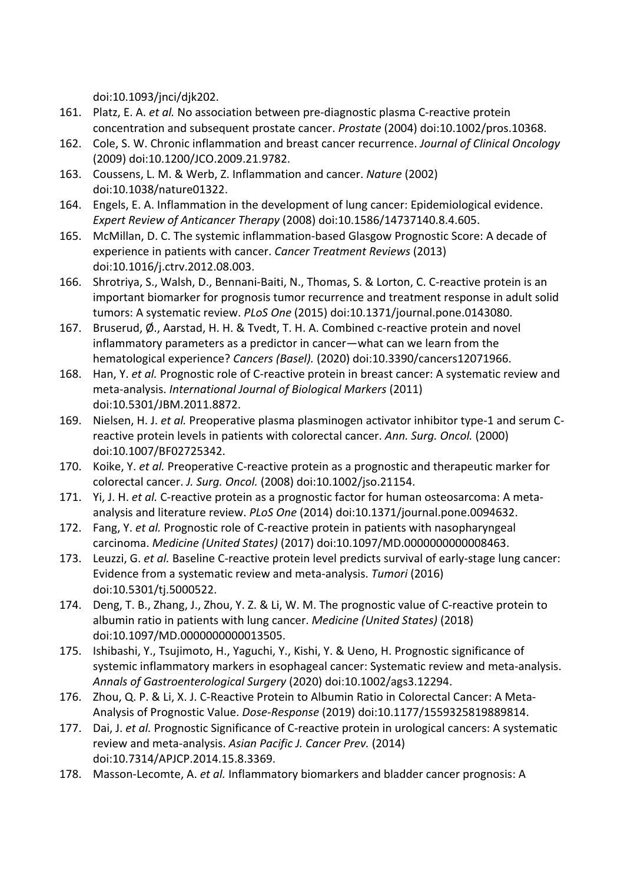doi:10.1093/jnci/djk202.

161. Platz, E. A. *et al.* No association between pre-diagnostic plasma C-reactive protein concentration and subsequent prostate cancer. *Prostate* (2004) doi:10.1002/pros.10368.
162. Cole, S. W. Chronic inflammation and breast cancer recurrence. *Journal of Clinical Oncology* (2009) doi:10.1200/JCO.2009.21.9782.
163. Coussens, L. M. & Werb, Z. Inflammation and cancer. *Nature* (2002) doi:10.1038/nature01322.
164. Engels, E. A. Inflammation in the development of lung cancer: Epidemiological evidence. *Expert Review of Anticancer Therapy* (2008) doi:10.1586/14737140.8.4.605.
165. McMillan, D. C. The systemic inflammation-based Glasgow Prognostic Score: A decade of experience in patients with cancer. *Cancer Treatment Reviews* (2013) doi:10.1016/j.ctrv.2012.08.003.
166. Shrotriya, S., Walsh, D., Bennani-Baiti, N., Thomas, S. & Lorton, C. C-reactive protein is an important biomarker for prognosis tumor recurrence and treatment response in adult solid tumors: A systematic review. *PLoS One* (2015) doi:10.1371/journal.pone.0143080.
167. Bruserud, Ø., Aarstad, H. H. & Tvedt, T. H. A. Combined c-reactive protein and novel inflammatory parameters as a predictor in cancer—what can we learn from the hematological experience? *Cancers (Basel).* (2020) doi:10.3390/cancers12071966.
168. Han, Y. *et al.* Prognostic role of C-reactive protein in breast cancer: A systematic review and meta-analysis. *International Journal of Biological Markers* (2011) doi:10.5301/JBM.2011.8872.
169. Nielsen, H. J. *et al.* Preoperative plasma plasminogen activator inhibitor type-1 and serum C-reactive protein levels in patients with colorectal cancer. *Ann. Surg. Oncol.* (2000) doi:10.1007/BF02725342.
170. Koike, Y. *et al.* Preoperative C-reactive protein as a prognostic and therapeutic marker for colorectal cancer. *J. Surg. Oncol.* (2008) doi:10.1002/jso.21154.
171. Yi, J. H. *et al.* C-reactive protein as a prognostic factor for human osteosarcoma: A meta-analysis and literature review. *PLoS One* (2014) doi:10.1371/journal.pone.0094632.
172. Fang, Y. *et al.* Prognostic role of C-reactive protein in patients with nasopharyngeal carcinoma. *Medicine (United States)* (2017) doi:10.1097/MD.0000000000008463.
173. Leuzzi, G. *et al.* Baseline C-reactive protein level predicts survival of early-stage lung cancer: Evidence from a systematic review and meta-analysis. *Tumori* (2016) doi:10.5301/tj.5000522.
174. Deng, T. B., Zhang, J., Zhou, Y. Z. & Li, W. M. The prognostic value of C-reactive protein to albumin ratio in patients with lung cancer. *Medicine (United States)* (2018) doi:10.1097/MD.0000000000013505.
175. Ishibashi, Y., Tsujimoto, H., Yaguchi, Y., Kishi, Y. & Ueno, H. Prognostic significance of systemic inflammatory markers in esophageal cancer: Systematic review and meta-analysis. *Annals of Gastroenterological Surgery* (2020) doi:10.1002/ags3.12294.
176. Zhou, Q. P. & Li, X. J. C-Reactive Protein to Albumin Ratio in Colorectal Cancer: A Meta-Analysis of Prognostic Value. *Dose-Response* (2019) doi:10.1177/1559325819889814.
177. Dai, J. *et al.* Prognostic Significance of C-reactive protein in urological cancers: A systematic review and meta-analysis. *Asian Pacific J. Cancer Prev.* (2014) doi:10.7314/APJCP.2014.15.8.3369.
178. Masson-Lecomte, A. *et al.* Inflammatory biomarkers and bladder cancer prognosis: A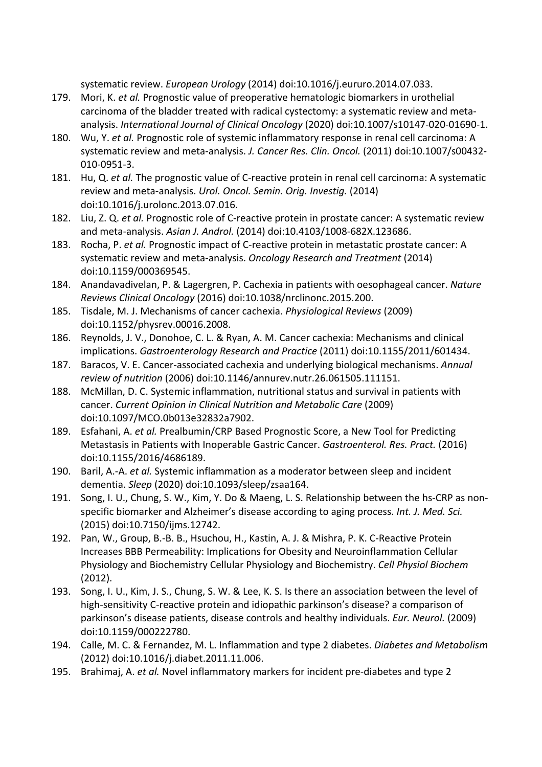systematic review. *European Urology* (2014) doi:10.1016/j.eururo.2014.07.033.

179. Mori, K. *et al.* Prognostic value of preoperative hematologic biomarkers in urothelial carcinoma of the bladder treated with radical cystectomy: a systematic review and meta-analysis. *International Journal of Clinical Oncology* (2020) doi:10.1007/s10147-020-01690-1.
180. Wu, Y. *et al.* Prognostic role of systemic inflammatory response in renal cell carcinoma: A systematic review and meta-analysis. *J. Cancer Res. Clin. Oncol.* (2011) doi:10.1007/s00432-010-0951-3.
181. Hu, Q. *et al.* The prognostic value of C-reactive protein in renal cell carcinoma: A systematic review and meta-analysis. *Urol. Oncol. Semin. Orig. Investig.* (2014) doi:10.1016/j.urolonc.2013.07.016.
182. Liu, Z. Q. *et al.* Prognostic role of C-reactive protein in prostate cancer: A systematic review and meta-analysis. *Asian J. Androl.* (2014) doi:10.4103/1008-682X.123686.
183. Rocha, P. *et al.* Prognostic impact of C-reactive protein in metastatic prostate cancer: A systematic review and meta-analysis. *Oncology Research and Treatment* (2014) doi:10.1159/000369545.
184. Anandavadivelan, P. & Lagergren, P. Cachexia in patients with oesophageal cancer. *Nature Reviews Clinical Oncology* (2016) doi:10.1038/nrclinonc.2015.200.
185. Tisdale, M. J. Mechanisms of cancer cachexia. *Physiological Reviews* (2009) doi:10.1152/physrev.00016.2008.
186. Reynolds, J. V., Donohoe, C. L. & Ryan, A. M. Cancer cachexia: Mechanisms and clinical implications. *Gastroenterology Research and Practice* (2011) doi:10.1155/2011/601434.
187. Baracos, V. E. Cancer-associated cachexia and underlying biological mechanisms. *Annual review of nutrition* (2006) doi:10.1146/annurev.nutr.26.061505.111151.
188. McMillan, D. C. Systemic inflammation, nutritional status and survival in patients with cancer. *Current Opinion in Clinical Nutrition and Metabolic Care* (2009) doi:10.1097/MCO.0b013e32832a7902.
189. Esfahani, A. *et al.* Prealbumin/CRP Based Prognostic Score, a New Tool for Predicting Metastasis in Patients with Inoperable Gastric Cancer. *Gastroenterol. Res. Pract.* (2016) doi:10.1155/2016/4686189.
190. Baril, A.-A. *et al.* Systemic inflammation as a moderator between sleep and incident dementia. *Sleep* (2020) doi:10.1093/sleep/zsaa164.
191. Song, I. U., Chung, S. W., Kim, Y. Do & Maeng, L. S. Relationship between the hs-CRP as non-specific biomarker and Alzheimer's disease according to aging process. *Int. J. Med. Sci.* (2015) doi:10.7150/ijms.12742.
192. Pan, W., Group, B.-B. B., Hsuchou, H., Kastin, A. J. & Mishra, P. K. C-Reactive Protein Increases BBB Permeability: Implications for Obesity and Neuroinflammation Cellular Physiology and Biochemistry Cellular Physiology and Biochemistry. *Cell Physiol Biochem* (2012).
193. Song, I. U., Kim, J. S., Chung, S. W. & Lee, K. S. Is there an association between the level of high-sensitivity C-reactive protein and idiopathic parkinson's disease? a comparison of parkinson's disease patients, disease controls and healthy individuals. *Eur. Neurol.* (2009) doi:10.1159/000222780.
194. Calle, M. C. & Fernandez, M. L. Inflammation and type 2 diabetes. *Diabetes and Metabolism* (2012) doi:10.1016/j.diabet.2011.11.006.
195. Brahimaj, A. *et al.* Novel inflammatory markers for incident pre-diabetes and type 2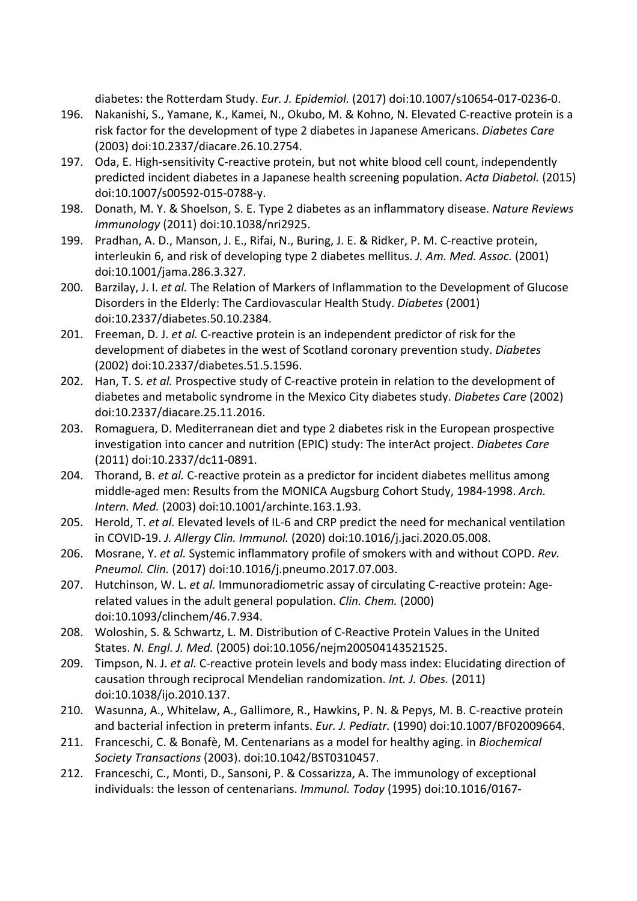diabetes: the Rotterdam Study. *Eur. J. Epidemiol.* (2017) doi:10.1007/s10654-017-0236-0.

196. Nakanishi, S., Yamane, K., Kamei, N., Okubo, M. & Kohno, N. Elevated C-reactive protein is a risk factor for the development of type 2 diabetes in Japanese Americans. *Diabetes Care* (2003) doi:10.2337/diacare.26.10.2754.
197. Oda, E. High-sensitivity C-reactive protein, but not white blood cell count, independently predicted incident diabetes in a Japanese health screening population. *Acta Diabetol.* (2015) doi:10.1007/s00592-015-0788-y.
198. Donath, M. Y. & Shoelson, S. E. Type 2 diabetes as an inflammatory disease. *Nature Reviews Immunology* (2011) doi:10.1038/nri2925.
199. Pradhan, A. D., Manson, J. E., Rifai, N., Buring, J. E. & Ridker, P. M. C-reactive protein, interleukin 6, and risk of developing type 2 diabetes mellitus. *J. Am. Med. Assoc.* (2001) doi:10.1001/jama.286.3.327.
200. Barzilay, J. I. *et al.* The Relation of Markers of Inflammation to the Development of Glucose Disorders in the Elderly: The Cardiovascular Health Study. *Diabetes* (2001) doi:10.2337/diabetes.50.10.2384.
201. Freeman, D. J. *et al.* C-reactive protein is an independent predictor of risk for the development of diabetes in the west of Scotland coronary prevention study. *Diabetes* (2002) doi:10.2337/diabetes.51.5.1596.
202. Han, T. S. *et al.* Prospective study of C-reactive protein in relation to the development of diabetes and metabolic syndrome in the Mexico City diabetes study. *Diabetes Care* (2002) doi:10.2337/diacare.25.11.2016.
203. Romaguera, D. Mediterranean diet and type 2 diabetes risk in the European prospective investigation into cancer and nutrition (EPIC) study: The interAct project. *Diabetes Care* (2011) doi:10.2337/dc11-0891.
204. Thorand, B. *et al.* C-reactive protein as a predictor for incident diabetes mellitus among middle-aged men: Results from the MONICA Augsburg Cohort Study, 1984-1998. *Arch. Intern. Med.* (2003) doi:10.1001/archinte.163.1.93.
205. Herold, T. *et al.* Elevated levels of IL-6 and CRP predict the need for mechanical ventilation in COVID-19. *J. Allergy Clin. Immunol.* (2020) doi:10.1016/j.jaci.2020.05.008.
206. Mosrane, Y. *et al.* Systemic inflammatory profile of smokers with and without COPD. *Rev. Pneumol. Clin.* (2017) doi:10.1016/j.pneumo.2017.07.003.
207. Hutchinson, W. L. *et al.* Immunoradiometric assay of circulating C-reactive protein: Age-related values in the adult general population. *Clin. Chem.* (2000) doi:10.1093/clinchem/46.7.934.
208. Woloshin, S. & Schwartz, L. M. Distribution of C-Reactive Protein Values in the United States. *N. Engl. J. Med.* (2005) doi:10.1056/nejm200504143521525.
209. Timpson, N. J. *et al.* C-reactive protein levels and body mass index: Elucidating direction of causation through reciprocal Mendelian randomization. *Int. J. Obes.* (2011) doi:10.1038/ijo.2010.137.
210. Wasunna, A., Whitelaw, A., Gallimore, R., Hawkins, P. N. & Pepys, M. B. C-reactive protein and bacterial infection in preterm infants. *Eur. J. Pediatr.* (1990) doi:10.1007/BF02009664.
211. Franceschi, C. & Bonafè, M. Centenarians as a model for healthy aging. in *Biochemical Society Transactions* (2003). doi:10.1042/BST0310457.
212. Franceschi, C., Monti, D., Sansoni, P. & Cossarizza, A. The immunology of exceptional individuals: the lesson of centenarians. *Immunol. Today* (1995) doi:10.1016/0167-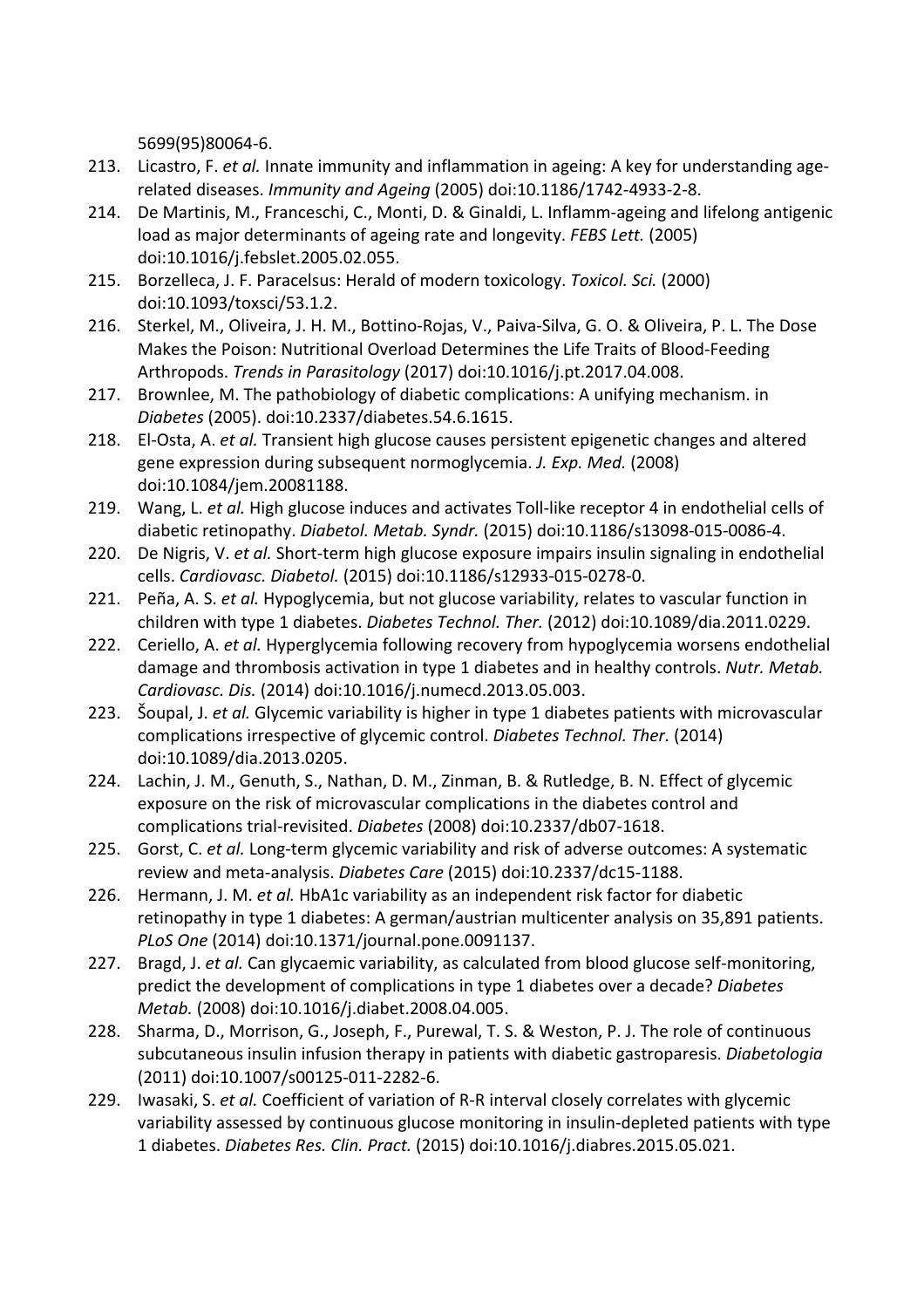5699(95)80064-6.

213. Licastro, F. *et al.* Innate immunity and inflammation in ageing: A key for understanding age-related diseases. *Immunity and Ageing* (2005) doi:10.1186/1742-4933-2-8.
214. De Martinis, M., Franceschi, C., Monti, D. & Ginaldi, L. Inflamm-ageing and lifelong antigenic load as major determinants of ageing rate and longevity. *FEBS Lett.* (2005) doi:10.1016/j.febslet.2005.02.055.
215. Borzelleca, J. F. Paracelsus: Herald of modern toxicology. *Toxicol. Sci.* (2000) doi:10.1093/toxsci/53.1.2.
216. Sterkel, M., Oliveira, J. H. M., Bottino-Rojas, V., Paiva-Silva, G. O. & Oliveira, P. L. The Dose Makes the Poison: Nutritional Overload Determines the Life Traits of Blood-Feeding Arthropods. *Trends in Parasitology* (2017) doi:10.1016/j.pt.2017.04.008.
217. Brownlee, M. The pathobiology of diabetic complications: A unifying mechanism. in *Diabetes* (2005). doi:10.2337/diabetes.54.6.1615.
218. El-Osta, A. *et al.* Transient high glucose causes persistent epigenetic changes and altered gene expression during subsequent normoglycemia. *J. Exp. Med.* (2008) doi:10.1084/jem.20081188.
219. Wang, L. *et al.* High glucose induces and activates Toll-like receptor 4 in endothelial cells of diabetic retinopathy. *Diabetol. Metab. Syndr.* (2015) doi:10.1186/s13098-015-0086-4.
220. De Nigris, V. *et al.* Short-term high glucose exposure impairs insulin signaling in endothelial cells. *Cardiovasc. Diabetol.* (2015) doi:10.1186/s12933-015-0278-0.
221. Peña, A. S. *et al.* Hypoglycemia, but not glucose variability, relates to vascular function in children with type 1 diabetes. *Diabetes Technol. Ther.* (2012) doi:10.1089/dia.2011.0229.
222. Ceriello, A. *et al.* Hyperglycemia following recovery from hypoglycemia worsens endothelial damage and thrombosis activation in type 1 diabetes and in healthy controls. *Nutr. Metab. Cardiovasc. Dis.* (2014) doi:10.1016/j.numecd.2013.05.003.
223. Šoupal, J. *et al.* Glycemic variability is higher in type 1 diabetes patients with microvascular complications irrespective of glycemic control. *Diabetes Technol. Ther.* (2014) doi:10.1089/dia.2013.0205.
224. Lachin, J. M., Genuth, S., Nathan, D. M., Zinman, B. & Rutledge, B. N. Effect of glycemic exposure on the risk of microvascular complications in the diabetes control and complications trial-revisited. *Diabetes* (2008) doi:10.2337/db07-1618.
225. Gorst, C. *et al.* Long-term glycemic variability and risk of adverse outcomes: A systematic review and meta-analysis. *Diabetes Care* (2015) doi:10.2337/dc15-1188.
226. Hermann, J. M. *et al.* HbA1c variability as an independent risk factor for diabetic retinopathy in type 1 diabetes: A german/austrian multicenter analysis on 35,891 patients. *PLoS One* (2014) doi:10.1371/journal.pone.0091137.
227. Bragd, J. *et al.* Can glycaemic variability, as calculated from blood glucose self-monitoring, predict the development of complications in type 1 diabetes over a decade? *Diabetes Metab.* (2008) doi:10.1016/j.diabet.2008.04.005.
228. Sharma, D., Morrison, G., Joseph, F., Purewal, T. S. & Weston, P. J. The role of continuous subcutaneous insulin infusion therapy in patients with diabetic gastroparesis. *Diabetologia* (2011) doi:10.1007/s00125-011-2282-6.
229. Iwasaki, S. *et al.* Coefficient of variation of R-R interval closely correlates with glycemic variability assessed by continuous glucose monitoring in insulin-depleted patients with type 1 diabetes. *Diabetes Res. Clin. Pract.* (2015) doi:10.1016/j.diabres.2015.05.021.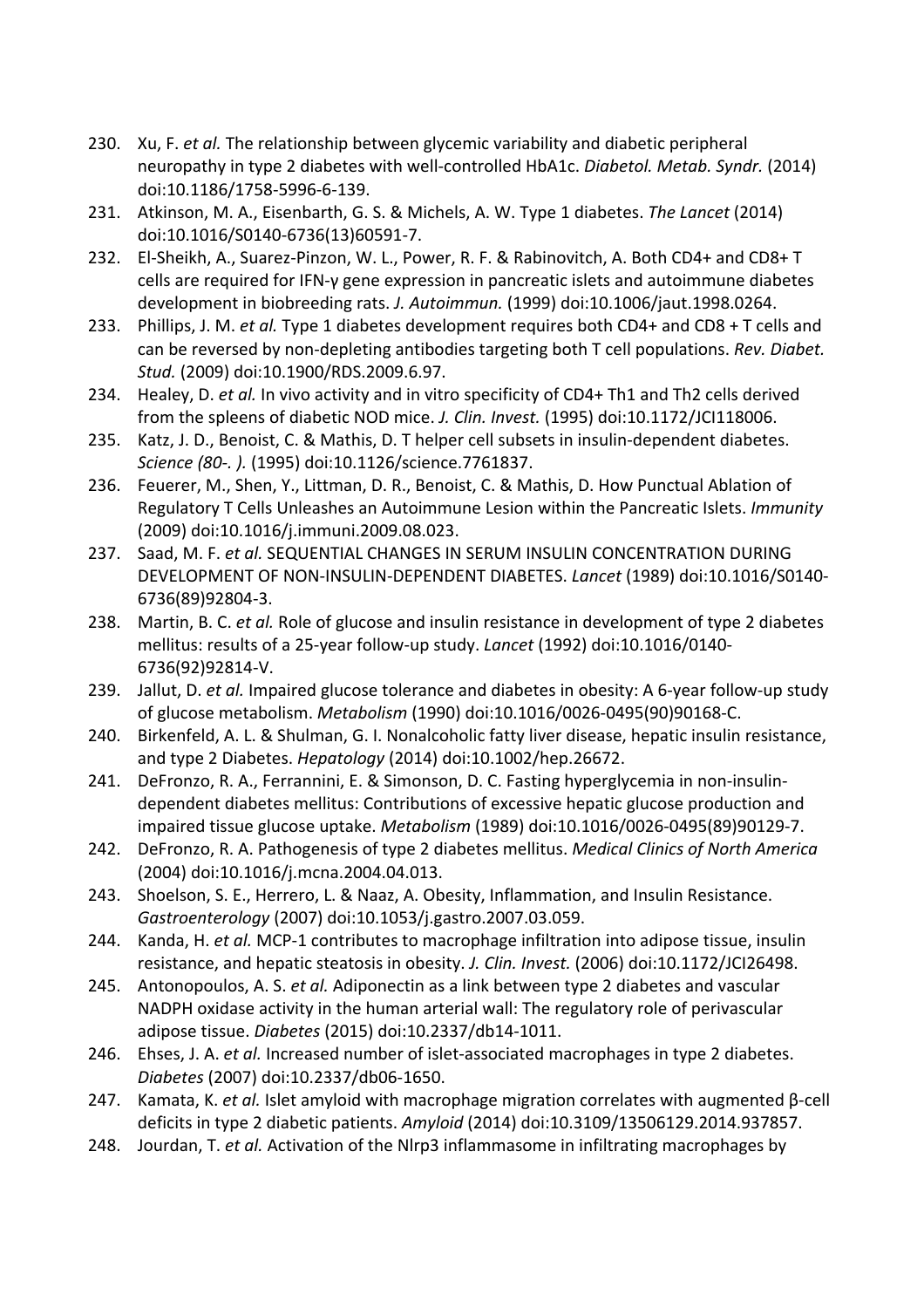230. Xu, F. *et al.* The relationship between glycemic variability and diabetic peripheral neuropathy in type 2 diabetes with well-controlled HbA1c. *Diabetol. Metab. Syndr.* (2014) doi:10.1186/1758-5996-6-139.
231. Atkinson, M. A., Eisenbarth, G. S. & Michels, A. W. Type 1 diabetes. *The Lancet* (2014) doi:10.1016/S0140-6736(13)60591-7.
232. El-Sheikh, A., Suarez-Pinzon, W. L., Power, R. F. & Rabinovitch, A. Both CD4+ and CD8+ T cells are required for IFN-γ gene expression in pancreatic islets and autoimmune diabetes development in biobreeding rats. *J. Autoimmun.* (1999) doi:10.1006/jaut.1998.0264.
233. Phillips, J. M. *et al.* Type 1 diabetes development requires both CD4+ and CD8 + T cells and can be reversed by non-depleting antibodies targeting both T cell populations. *Rev. Diabet. Stud.* (2009) doi:10.1900/RDS.2009.6.97.
234. Healey, D. *et al.* In vivo activity and in vitro specificity of CD4+ Th1 and Th2 cells derived from the spleens of diabetic NOD mice. *J. Clin. Invest.* (1995) doi:10.1172/JCI118006.
235. Katz, J. D., Benoist, C. & Mathis, D. T helper cell subsets in insulin-dependent diabetes. *Science (80-. ).* (1995) doi:10.1126/science.7761837.
236. Feuerer, M., Shen, Y., Littman, D. R., Benoist, C. & Mathis, D. How Punctual Ablation of Regulatory T Cells Unleashes an Autoimmune Lesion within the Pancreatic Islets. *Immunity* (2009) doi:10.1016/j.immuni.2009.08.023.
237. Saad, M. F. *et al.* SEQUENTIAL CHANGES IN SERUM INSULIN CONCENTRATION DURING DEVELOPMENT OF NON-INSULIN-DEPENDENT DIABETES. *Lancet* (1989) doi:10.1016/S0140-6736(89)92804-3.
238. Martin, B. C. *et al.* Role of glucose and insulin resistance in development of type 2 diabetes mellitus: results of a 25-year follow-up study. *Lancet* (1992) doi:10.1016/0140-6736(92)92814-V.
239. Jallut, D. *et al.* Impaired glucose tolerance and diabetes in obesity: A 6-year follow-up study of glucose metabolism. *Metabolism* (1990) doi:10.1016/0026-0495(90)90168-C.
240. Birkenfeld, A. L. & Shulman, G. I. Nonalcoholic fatty liver disease, hepatic insulin resistance, and type 2 Diabetes. *Hepatology* (2014) doi:10.1002/hep.26672.
241. DeFronzo, R. A., Ferrannini, E. & Simonson, D. C. Fasting hyperglycemia in non-insulin-dependent diabetes mellitus: Contributions of excessive hepatic glucose production and impaired tissue glucose uptake. *Metabolism* (1989) doi:10.1016/0026-0495(89)90129-7.
242. DeFronzo, R. A. Pathogenesis of type 2 diabetes mellitus. *Medical Clinics of North America* (2004) doi:10.1016/j.mcna.2004.04.013.
243. Shoelson, S. E., Herrero, L. & Naaz, A. Obesity, Inflammation, and Insulin Resistance. *Gastroenterology* (2007) doi:10.1053/j.gastro.2007.03.059.
244. Kanda, H. *et al.* MCP-1 contributes to macrophage infiltration into adipose tissue, insulin resistance, and hepatic steatosis in obesity. *J. Clin. Invest.* (2006) doi:10.1172/JCI26498.
245. Antonopoulos, A. S. *et al.* Adiponectin as a link between type 2 diabetes and vascular NADPH oxidase activity in the human arterial wall: The regulatory role of perivascular adipose tissue. *Diabetes* (2015) doi:10.2337/db14-1011.
246. Ehses, J. A. *et al.* Increased number of islet-associated macrophages in type 2 diabetes. *Diabetes* (2007) doi:10.2337/db06-1650.
247. Kamata, K. *et al.* Islet amyloid with macrophage migration correlates with augmented β-cell deficits in type 2 diabetic patients. *Amyloid* (2014) doi:10.3109/13506129.2014.937857.
248. Jourdan, T. *et al.* Activation of the Nlrp3 inflammasome in infiltrating macrophages by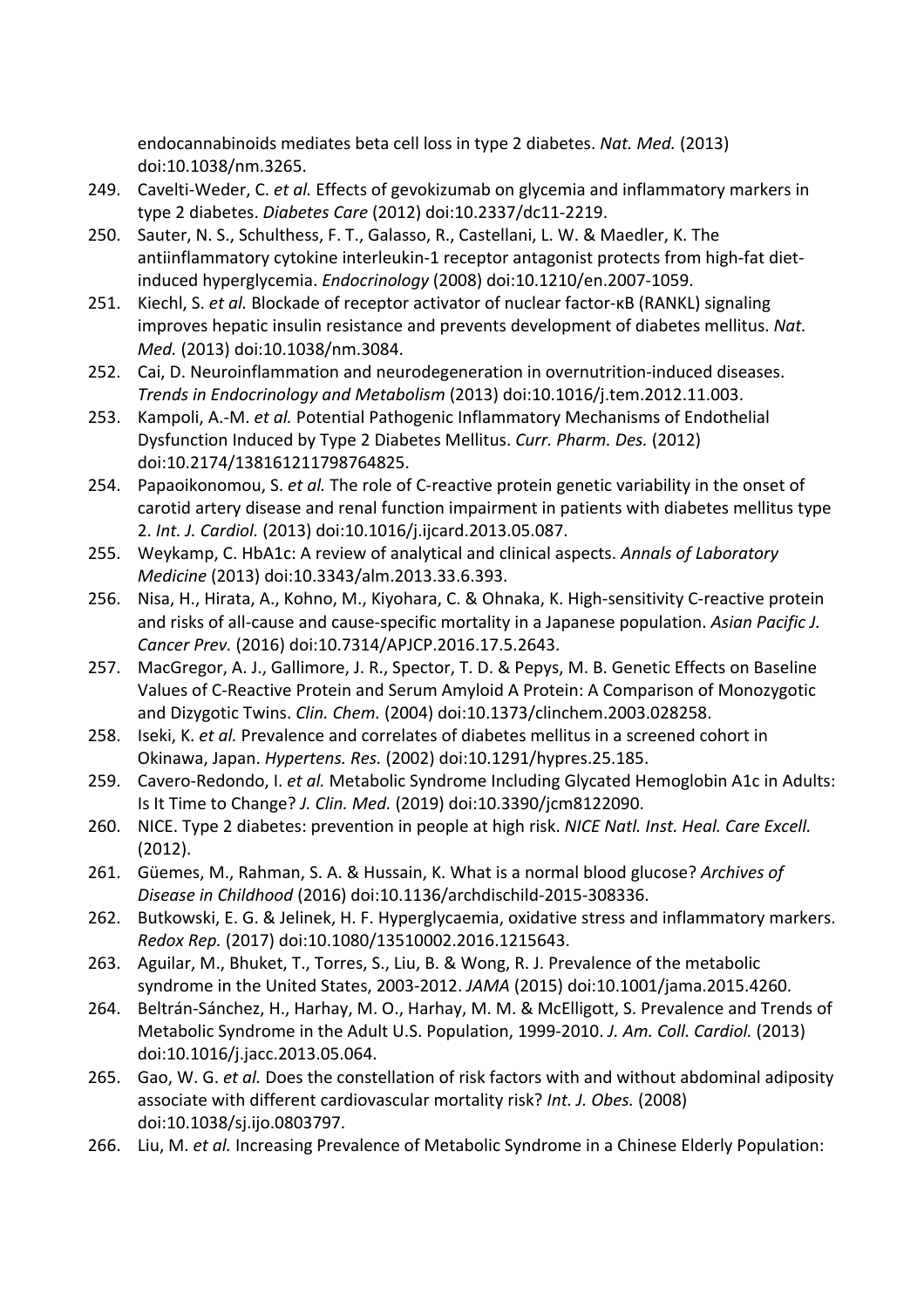endocannabinoids mediates beta cell loss in type 2 diabetes. *Nat. Med.* (2013) doi:10.1038/nm.3265.

249. Cavelti-Weder, C. *et al.* Effects of gevokizumab on glycemia and inflammatory markers in type 2 diabetes. *Diabetes Care* (2012) doi:10.2337/dc11-2219.
250. Sauter, N. S., Schulthess, F. T., Galasso, R., Castellani, L. W. & Maedler, K. The antiinflammatory cytokine interleukin-1 receptor antagonist protects from high-fat diet-induced hyperglycemia. *Endocrinology* (2008) doi:10.1210/en.2007-1059.
251. Kiechl, S. *et al.* Blockade of receptor activator of nuclear factor-κB (RANKL) signaling improves hepatic insulin resistance and prevents development of diabetes mellitus. *Nat. Med.* (2013) doi:10.1038/nm.3084.
252. Cai, D. Neuroinflammation and neurodegeneration in overnutrition-induced diseases. *Trends in Endocrinology and Metabolism* (2013) doi:10.1016/j.tem.2012.11.003.
253. Kampoli, A.-M. *et al.* Potential Pathogenic Inflammatory Mechanisms of Endothelial Dysfunction Induced by Type 2 Diabetes Mellitus. *Curr. Pharm. Des.* (2012) doi:10.2174/138161211798764825.
254. Papaoikonomou, S. *et al.* The role of C-reactive protein genetic variability in the onset of carotid artery disease and renal function impairment in patients with diabetes mellitus type 2. *Int. J. Cardiol.* (2013) doi:10.1016/j.ijcard.2013.05.087.
255. Weykamp, C. HbA1c: A review of analytical and clinical aspects. *Annals of Laboratory Medicine* (2013) doi:10.3343/alm.2013.33.6.393.
256. Nisa, H., Hirata, A., Kohno, M., Kiyohara, C. & Ohnaka, K. High-sensitivity C-reactive protein and risks of all-cause and cause-specific mortality in a Japanese population. *Asian Pacific J. Cancer Prev.* (2016) doi:10.7314/APJCP.2016.17.5.2643.
257. MacGregor, A. J., Gallimore, J. R., Spector, T. D. & Pepys, M. B. Genetic Effects on Baseline Values of C-Reactive Protein and Serum Amyloid A Protein: A Comparison of Monozygotic and Dizygotic Twins. *Clin. Chem.* (2004) doi:10.1373/clinchem.2003.028258.
258. Iseki, K. *et al.* Prevalence and correlates of diabetes mellitus in a screened cohort in Okinawa, Japan. *Hypertens. Res.* (2002) doi:10.1291/hypres.25.185.
259. Cavero-Redondo, I. *et al.* Metabolic Syndrome Including Glycated Hemoglobin A1c in Adults: Is It Time to Change? *J. Clin. Med.* (2019) doi:10.3390/jcm8122090.
260. NICE. Type 2 diabetes: prevention in people at high risk. *NICE Natl. Inst. Heal. Care Excell.* (2012).
261. Güemes, M., Rahman, S. A. & Hussain, K. What is a normal blood glucose? *Archives of Disease in Childhood* (2016) doi:10.1136/archdischild-2015-308336.
262. Butkowski, E. G. & Jelinek, H. F. Hyperglycaemia, oxidative stress and inflammatory markers. *Redox Rep.* (2017) doi:10.1080/13510002.2016.1215643.
263. Aguilar, M., Bhuket, T., Torres, S., Liu, B. & Wong, R. J. Prevalence of the metabolic syndrome in the United States, 2003-2012. *JAMA* (2015) doi:10.1001/jama.2015.4260.
264. Beltrán-Sánchez, H., Harhay, M. O., Harhay, M. M. & McElligott, S. Prevalence and Trends of Metabolic Syndrome in the Adult U.S. Population, 1999-2010. *J. Am. Coll. Cardiol.* (2013) doi:10.1016/j.jacc.2013.05.064.
265. Gao, W. G. *et al.* Does the constellation of risk factors with and without abdominal adiposity associate with different cardiovascular mortality risk? *Int. J. Obes.* (2008) doi:10.1038/sj.ijo.0803797.
266. Liu, M. *et al.* Increasing Prevalence of Metabolic Syndrome in a Chinese Elderly Population: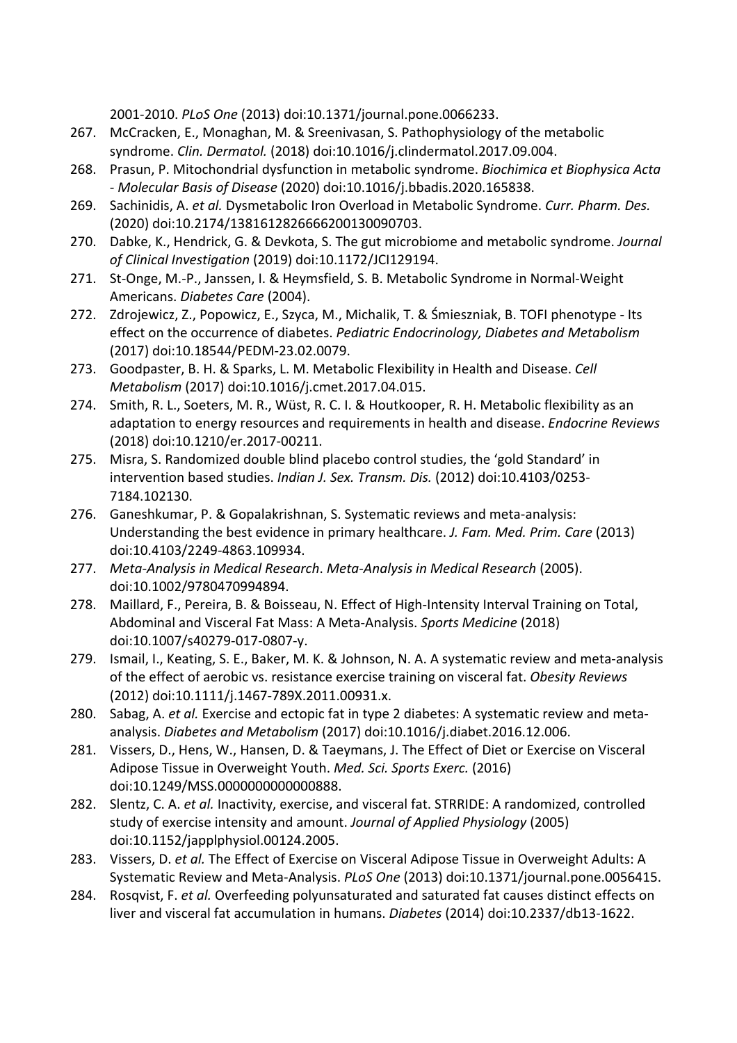2001-2010. *PLoS One* (2013) doi:10.1371/journal.pone.0066233.

267. McCracken, E., Monaghan, M. & Sreenivasan, S. Pathophysiology of the metabolic syndrome. *Clin. Dermatol.* (2018) doi:10.1016/j.clindermatol.2017.09.004.
268. Prasun, P. Mitochondrial dysfunction in metabolic syndrome. *Biochimica et Biophysica Acta - Molecular Basis of Disease* (2020) doi:10.1016/j.bbadis.2020.165838.
269. Sachinidis, A. *et al.* Dysmetabolic Iron Overload in Metabolic Syndrome. *Curr. Pharm. Des.* (2020) doi:10.2174/1381612826666200130090703.
270. Dabke, K., Hendrick, G. & Devkota, S. The gut microbiome and metabolic syndrome. *Journal of Clinical Investigation* (2019) doi:10.1172/JCI129194.
271. St-Onge, M.-P., Janssen, I. & Heymsfield, S. B. Metabolic Syndrome in Normal-Weight Americans. *Diabetes Care* (2004).
272. Zdrojewicz, Z., Popowicz, E., Szyca, M., Michalik, T. & Śmieszniak, B. TOFI phenotype - Its effect on the occurrence of diabetes. *Pediatric Endocrinology, Diabetes and Metabolism* (2017) doi:10.18544/PEDM-23.02.0079.
273. Goodpaster, B. H. & Sparks, L. M. Metabolic Flexibility in Health and Disease. *Cell Metabolism* (2017) doi:10.1016/j.cmet.2017.04.015.
274. Smith, R. L., Soeters, M. R., Wüst, R. C. I. & Houtkooper, R. H. Metabolic flexibility as an adaptation to energy resources and requirements in health and disease. *Endocrine Reviews* (2018) doi:10.1210/er.2017-00211.
275. Misra, S. Randomized double blind placebo control studies, the 'gold Standard' in intervention based studies. *Indian J. Sex. Transm. Dis.* (2012) doi:10.4103/0253-7184.102130.
276. Ganeshkumar, P. & Gopalakrishnan, S. Systematic reviews and meta-analysis: Understanding the best evidence in primary healthcare. *J. Fam. Med. Prim. Care* (2013) doi:10.4103/2249-4863.109934.
277. *Meta-Analysis in Medical Research*. *Meta-Analysis in Medical Research* (2005). doi:10.1002/9780470994894.
278. Maillard, F., Pereira, B. & Boisseau, N. Effect of High-Intensity Interval Training on Total, Abdominal and Visceral Fat Mass: A Meta-Analysis. *Sports Medicine* (2018) doi:10.1007/s40279-017-0807-y.
279. Ismail, I., Keating, S. E., Baker, M. K. & Johnson, N. A. A systematic review and meta-analysis of the effect of aerobic vs. resistance exercise training on visceral fat. *Obesity Reviews* (2012) doi:10.1111/j.1467-789X.2011.00931.x.
280. Sabag, A. *et al.* Exercise and ectopic fat in type 2 diabetes: A systematic review and meta-analysis. *Diabetes and Metabolism* (2017) doi:10.1016/j.diabet.2016.12.006.
281. Vissers, D., Hens, W., Hansen, D. & Taeymans, J. The Effect of Diet or Exercise on Visceral Adipose Tissue in Overweight Youth. *Med. Sci. Sports Exerc.* (2016) doi:10.1249/MSS.0000000000000888.
282. Slentz, C. A. *et al.* Inactivity, exercise, and visceral fat. STRRIDE: A randomized, controlled study of exercise intensity and amount. *Journal of Applied Physiology* (2005) doi:10.1152/japplphysiol.00124.2005.
283. Vissers, D. *et al.* The Effect of Exercise on Visceral Adipose Tissue in Overweight Adults: A Systematic Review and Meta-Analysis. *PLoS One* (2013) doi:10.1371/journal.pone.0056415.
284. Rosqvist, F. *et al.* Overfeeding polyunsaturated and saturated fat causes distinct effects on liver and visceral fat accumulation in humans. *Diabetes* (2014) doi:10.2337/db13-1622.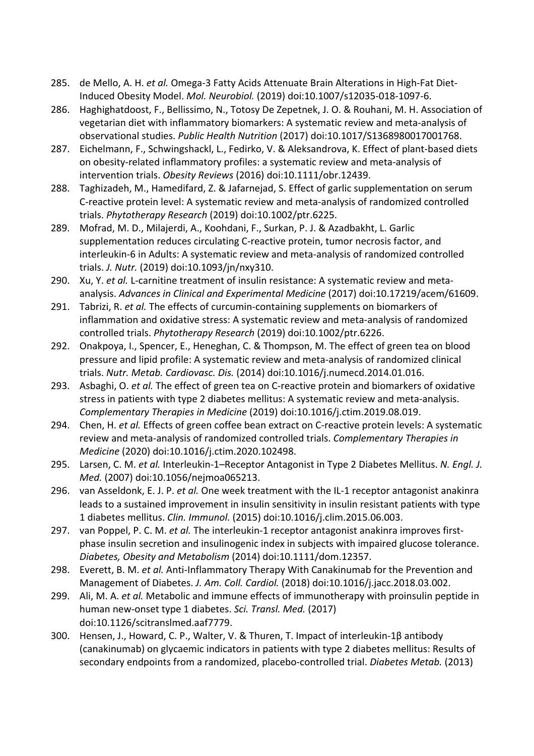285. de Mello, A. H. *et al.* Omega-3 Fatty Acids Attenuate Brain Alterations in High-Fat Diet-Induced Obesity Model. *Mol. Neurobiol.* (2019) doi:10.1007/s12035-018-1097-6.
286. Haghighatdoost, F., Bellissimo, N., Totosy De Zepetnek, J. O. & Rouhani, M. H. Association of vegetarian diet with inflammatory biomarkers: A systematic review and meta-analysis of observational studies. *Public Health Nutrition* (2017) doi:10.1017/S1368980017001768.
287. Eichelmann, F., Schwingshackl, L., Fedirko, V. & Aleksandrova, K. Effect of plant-based diets on obesity-related inflammatory profiles: a systematic review and meta-analysis of intervention trials. *Obesity Reviews* (2016) doi:10.1111/obr.12439.
288. Taghizadeh, M., Hamedifard, Z. & Jafarnejad, S. Effect of garlic supplementation on serum C-reactive protein level: A systematic review and meta-analysis of randomized controlled trials. *Phytotherapy Research* (2019) doi:10.1002/ptr.6225.
289. Mofrad, M. D., Milajerdi, A., Koohdani, F., Surkan, P. J. & Azadbakht, L. Garlic supplementation reduces circulating C-reactive protein, tumor necrosis factor, and interleukin-6 in Adults: A systematic review and meta-analysis of randomized controlled trials. *J. Nutr.* (2019) doi:10.1093/jn/nxy310.
290. Xu, Y. *et al.* L-carnitine treatment of insulin resistance: A systematic review and meta-analysis. *Advances in Clinical and Experimental Medicine* (2017) doi:10.17219/acem/61609.
291. Tabrizi, R. *et al.* The effects of curcumin-containing supplements on biomarkers of inflammation and oxidative stress: A systematic review and meta-analysis of randomized controlled trials. *Phytotherapy Research* (2019) doi:10.1002/ptr.6226.
292. Onakpoya, I., Spencer, E., Heneghan, C. & Thompson, M. The effect of green tea on blood pressure and lipid profile: A systematic review and meta-analysis of randomized clinical trials. *Nutr. Metab. Cardiovasc. Dis.* (2014) doi:10.1016/j.numecd.2014.01.016.
293. Asbaghi, O. *et al.* The effect of green tea on C-reactive protein and biomarkers of oxidative stress in patients with type 2 diabetes mellitus: A systematic review and meta-analysis. *Complementary Therapies in Medicine* (2019) doi:10.1016/j.ctim.2019.08.019.
294. Chen, H. *et al.* Effects of green coffee bean extract on C-reactive protein levels: A systematic review and meta-analysis of randomized controlled trials. *Complementary Therapies in Medicine* (2020) doi:10.1016/j.ctim.2020.102498.
295. Larsen, C. M. *et al.* Interleukin-1–Receptor Antagonist in Type 2 Diabetes Mellitus. *N. Engl. J. Med.* (2007) doi:10.1056/nejmoa065213.
296. van Asseldonk, E. J. P. *et al.* One week treatment with the IL-1 receptor antagonist anakinra leads to a sustained improvement in insulin sensitivity in insulin resistant patients with type 1 diabetes mellitus. *Clin. Immunol.* (2015) doi:10.1016/j.clim.2015.06.003.
297. van Poppel, P. C. M. *et al.* The interleukin-1 receptor antagonist anakinra improves first-phase insulin secretion and insulinogenic index in subjects with impaired glucose tolerance. *Diabetes, Obesity and Metabolism* (2014) doi:10.1111/dom.12357.
298. Everett, B. M. *et al.* Anti-Inflammatory Therapy With Canakinumab for the Prevention and Management of Diabetes. *J. Am. Coll. Cardiol.* (2018) doi:10.1016/j.jacc.2018.03.002.
299. Ali, M. A. *et al.* Metabolic and immune effects of immunotherapy with proinsulin peptide in human new-onset type 1 diabetes. *Sci. Transl. Med.* (2017) doi:10.1126/scitranslmed.aaf7779.
300. Hensen, J., Howard, C. P., Walter, V. & Thuren, T. Impact of interleukin-1β antibody (canakinumab) on glycaemic indicators in patients with type 2 diabetes mellitus: Results of secondary endpoints from a randomized, placebo-controlled trial. *Diabetes Metab.* (2013)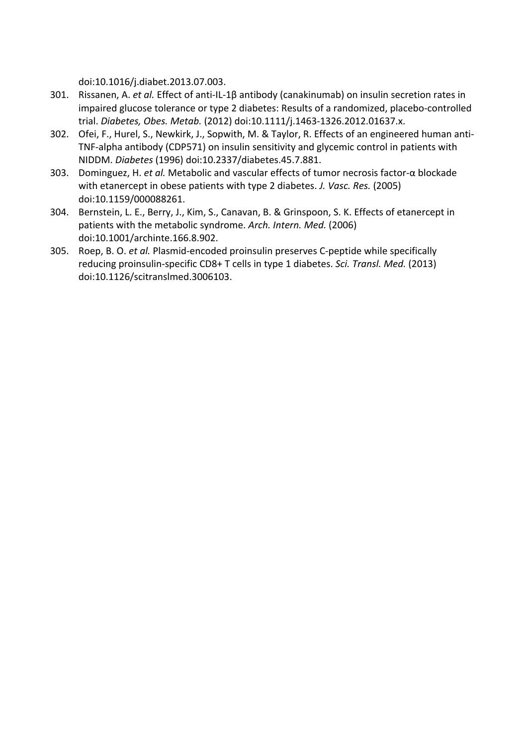doi:10.1016/j.diabet.2013.07.003.

301. Rissanen, A. *et al.* Effect of anti-IL-1β antibody (canakinumab) on insulin secretion rates in impaired glucose tolerance or type 2 diabetes: Results of a randomized, placebo-controlled trial. *Diabetes, Obes. Metab.* (2012) doi:10.1111/j.1463-1326.2012.01637.x.
302. Ofei, F., Hurel, S., Newkirk, J., Sopwith, M. & Taylor, R. Effects of an engineered human anti-TNF-alpha antibody (CDP571) on insulin sensitivity and glycemic control in patients with NIDDM. *Diabetes* (1996) doi:10.2337/diabetes.45.7.881.
303. Dominguez, H. *et al.* Metabolic and vascular effects of tumor necrosis factor-α blockade with etanercept in obese patients with type 2 diabetes. *J. Vasc. Res.* (2005) doi:10.1159/000088261.
304. Bernstein, L. E., Berry, J., Kim, S., Canavan, B. & Grinspoon, S. K. Effects of etanercept in patients with the metabolic syndrome. *Arch. Intern. Med.* (2006) doi:10.1001/archinte.166.8.902.
305. Roep, B. O. *et al.* Plasmid-encoded proinsulin preserves C-peptide while specifically reducing proinsulin-specific CD8+ T cells in type 1 diabetes. *Sci. Transl. Med.* (2013) doi:10.1126/scitranslmed.3006103.